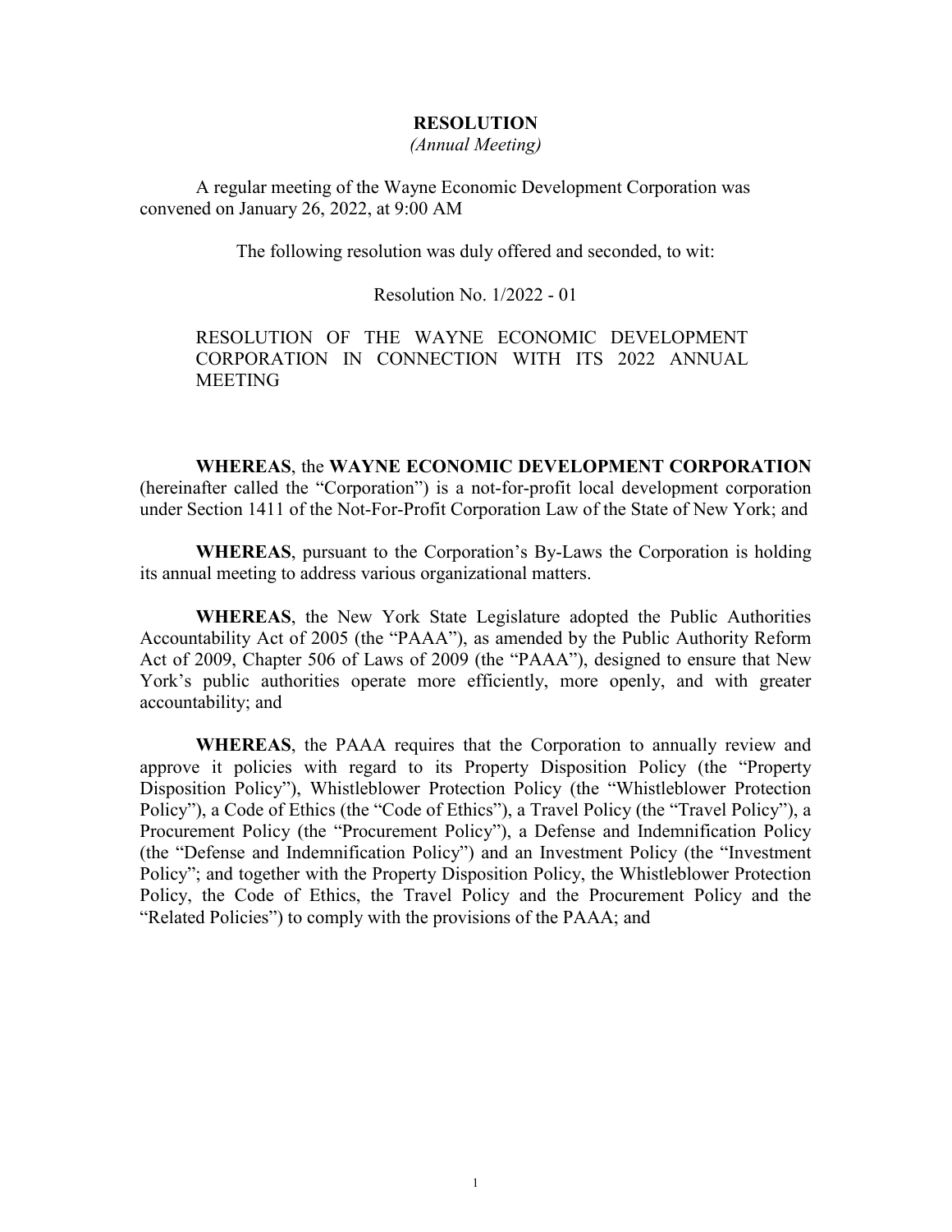**RESOLUTION**

*(Annual Meeting)*

A regular meeting of the Wayne Economic Development Corporation was convened on January 26, 2022, at 9:00 AM

The following resolution was duly offered and seconded, to wit:

Resolution No. 1/2022 - 01

RESOLUTION OF THE WAYNE ECONOMIC DEVELOPMENT CORPORATION IN CONNECTION WITH ITS 2022 ANNUAL MEETING

**WHEREAS**, the **WAYNE ECONOMIC DEVELOPMENT CORPORATION** (hereinafter called the "Corporation") is a not-for-profit local development corporation under Section 1411 of the Not-For-Profit Corporation Law of the State of New York; and

**WHEREAS**, pursuant to the Corporation's By-Laws the Corporation is holding its annual meeting to address various organizational matters.

**WHEREAS**, the New York State Legislature adopted the Public Authorities Accountability Act of 2005 (the "PAAA"), as amended by the Public Authority Reform Act of 2009, Chapter 506 of Laws of 2009 (the "PAAA"), designed to ensure that New York's public authorities operate more efficiently, more openly, and with greater accountability; and

**WHEREAS**, the PAAA requires that the Corporation to annually review and approve it policies with regard to its Property Disposition Policy (the "Property Disposition Policy"), Whistleblower Protection Policy (the "Whistleblower Protection Policy"), a Code of Ethics (the "Code of Ethics"), a Travel Policy (the "Travel Policy"), a Procurement Policy (the "Procurement Policy"), a Defense and Indemnification Policy (the "Defense and Indemnification Policy") and an Investment Policy (the "Investment Policy"; and together with the Property Disposition Policy, the Whistleblower Protection Policy, the Code of Ethics, the Travel Policy and the Procurement Policy and the "Related Policies") to comply with the provisions of the PAAA; and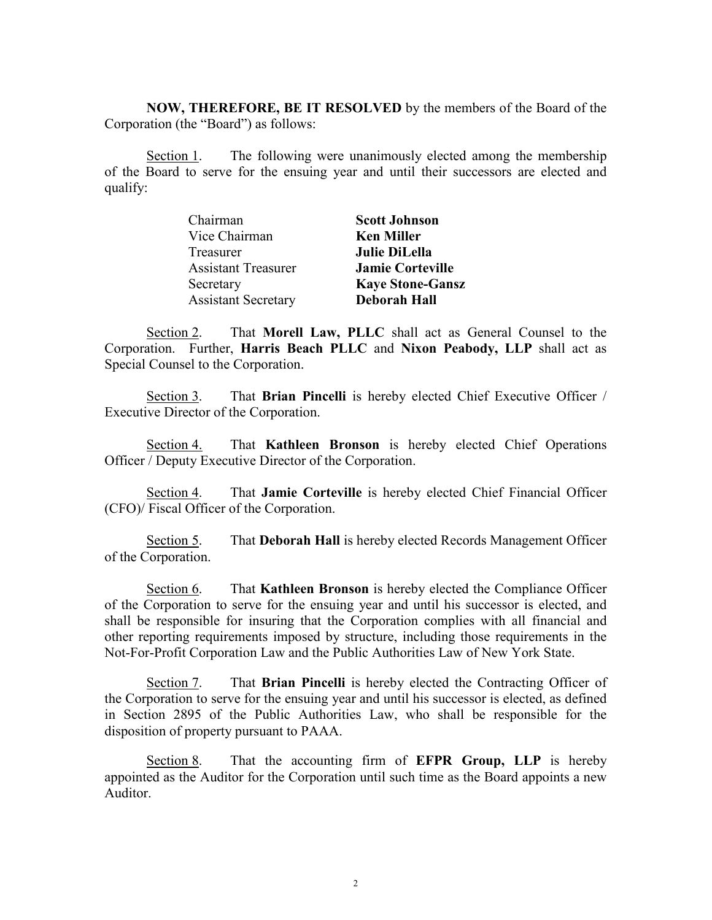**NOW, THEREFORE, BE IT RESOLVED** by the members of the Board of the Corporation (the "Board") as follows:

Section 1. The following were unanimously elected among the membership of the Board to serve for the ensuing year and until their successors are elected and qualify:

| | |
|---|---|
| Chairman | **Scott Johnson** |
| Vice Chairman | **Ken Miller** |
| Treasurer | **Julie DiLella** |
| Assistant Treasurer | **Jamie Corteville** |
| Secretary | **Kaye Stone-Gansz** |
| Assistant Secretary | **Deborah Hall** |

Section 2. That **Morell Law, PLLC** shall act as General Counsel to the Corporation. Further, **Harris Beach PLLC** and **Nixon Peabody, LLP** shall act as Special Counsel to the Corporation.

Section 3. That **Brian Pincelli** is hereby elected Chief Executive Officer / Executive Director of the Corporation.

Section 4. That **Kathleen Bronson** is hereby elected Chief Operations Officer / Deputy Executive Director of the Corporation.

Section 4. That **Jamie Corteville** is hereby elected Chief Financial Officer (CFO)/ Fiscal Officer of the Corporation.

Section 5. That **Deborah Hall** is hereby elected Records Management Officer of the Corporation.

Section 6. That **Kathleen Bronson** is hereby elected the Compliance Officer of the Corporation to serve for the ensuing year and until his successor is elected, and shall be responsible for insuring that the Corporation complies with all financial and other reporting requirements imposed by structure, including those requirements in the Not-For-Profit Corporation Law and the Public Authorities Law of New York State.

Section 7. That **Brian Pincelli** is hereby elected the Contracting Officer of the Corporation to serve for the ensuing year and until his successor is elected, as defined in Section 2895 of the Public Authorities Law, who shall be responsible for the disposition of property pursuant to PAAA.

Section 8. That the accounting firm of **EFPR Group, LLP** is hereby appointed as the Auditor for the Corporation until such time as the Board appoints a new Auditor.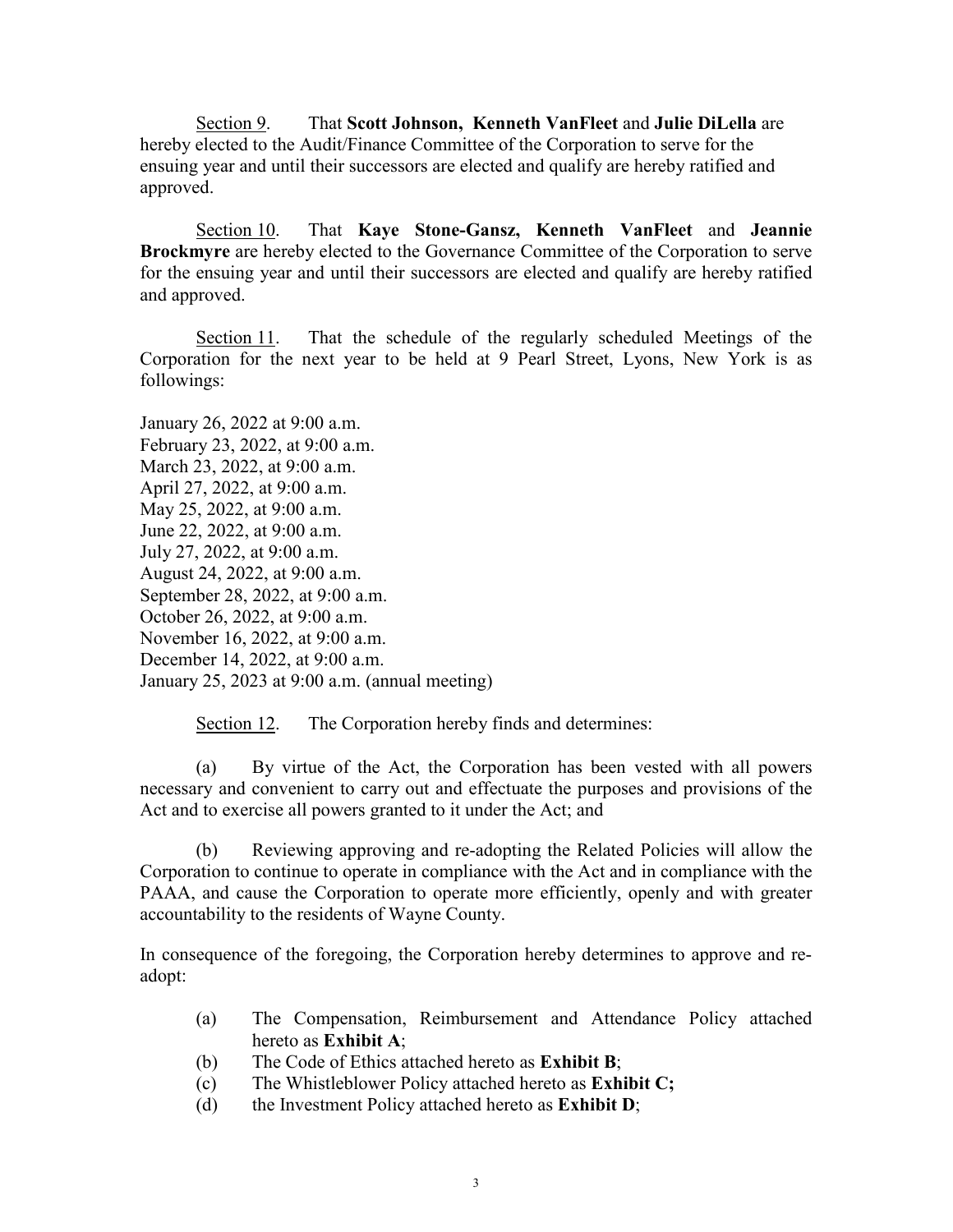<u>Section 9</u>. That **Scott Johnson, Kenneth VanFleet** and **Julie DiLella** are hereby elected to the Audit/Finance Committee of the Corporation to serve for the ensuing year and until their successors are elected and qualify are hereby ratified and approved.

<u>Section 10</u>. That **Kaye Stone-Gansz, Kenneth VanFleet** and **Jeannie Brockmyre** are hereby elected to the Governance Committee of the Corporation to serve for the ensuing year and until their successors are elected and qualify are hereby ratified and approved.

<u>Section 11</u>. That the schedule of the regularly scheduled Meetings of the Corporation for the next year to be held at 9 Pearl Street, Lyons, New York is as followings:

January 26, 2022 at 9:00 a.m.
February 23, 2022, at 9:00 a.m.
March 23, 2022, at 9:00 a.m.
April 27, 2022, at 9:00 a.m.
May 25, 2022, at 9:00 a.m.
June 22, 2022, at 9:00 a.m.
July 27, 2022, at 9:00 a.m.
August 24, 2022, at 9:00 a.m.
September 28, 2022, at 9:00 a.m.
October 26, 2022, at 9:00 a.m.
November 16, 2022, at 9:00 a.m.
December 14, 2022, at 9:00 a.m.
January 25, 2023 at 9:00 a.m. (annual meeting)

<u>Section 12</u>. The Corporation hereby finds and determines:

(a) By virtue of the Act, the Corporation has been vested with all powers necessary and convenient to carry out and effectuate the purposes and provisions of the Act and to exercise all powers granted to it under the Act; and

(b) Reviewing approving and re-adopting the Related Policies will allow the Corporation to continue to operate in compliance with the Act and in compliance with the PAAA, and cause the Corporation to operate more efficiently, openly and with greater accountability to the residents of Wayne County.

In consequence of the foregoing, the Corporation hereby determines to approve and re-adopt:

(a) The Compensation, Reimbursement and Attendance Policy attached hereto as **Exhibit A**;
(b) The Code of Ethics attached hereto as **Exhibit B**;
(c) The Whistleblower Policy attached hereto as **Exhibit C;**
(d) the Investment Policy attached hereto as **Exhibit D**;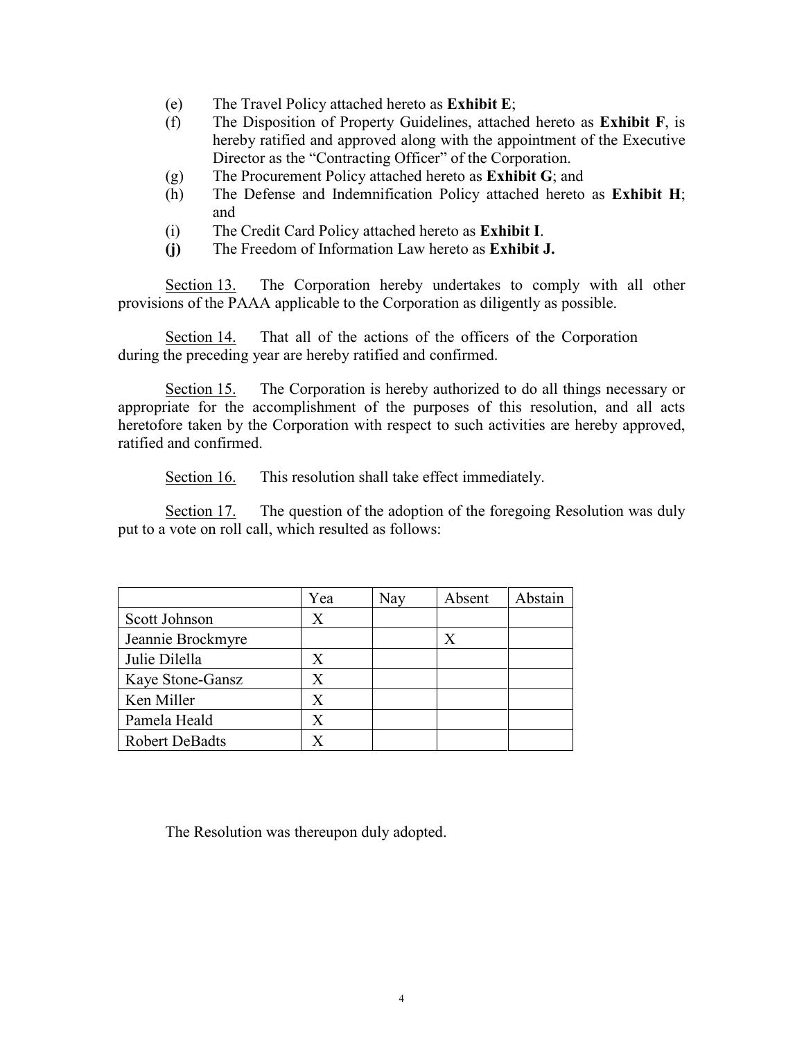(e) The Travel Policy attached hereto as **Exhibit E**;

(f) The Disposition of Property Guidelines, attached hereto as **Exhibit F**, is hereby ratified and approved along with the appointment of the Executive Director as the "Contracting Officer" of the Corporation.

(g) The Procurement Policy attached hereto as **Exhibit G**; and

(h) The Defense and Indemnification Policy attached hereto as **Exhibit H**; and

(i) The Credit Card Policy attached hereto as **Exhibit I**.

**(j)** The Freedom of Information Law hereto as **Exhibit J.**

Section 13. The Corporation hereby undertakes to comply with all other provisions of the PAAA applicable to the Corporation as diligently as possible.

Section 14. That all of the actions of the officers of the Corporation during the preceding year are hereby ratified and confirmed.

Section 15. The Corporation is hereby authorized to do all things necessary or appropriate for the accomplishment of the purposes of this resolution, and all acts heretofore taken by the Corporation with respect to such activities are hereby approved, ratified and confirmed.

Section 16. This resolution shall take effect immediately.

Section 17. The question of the adoption of the foregoing Resolution was duly put to a vote on roll call, which resulted as follows:

| | Yea | Nay | Absent | Abstain |
|---|---|---|---|---|
| Scott Johnson | X | | | |
| Jeannie Brockmyre | | | X | |
| Julie Dilella | X | | | |
| Kaye Stone-Gansz | X | | | |
| Ken Miller | X | | | |
| Pamela Heald | X | | | |
| Robert DeBadts | X | | | |

The Resolution was thereupon duly adopted.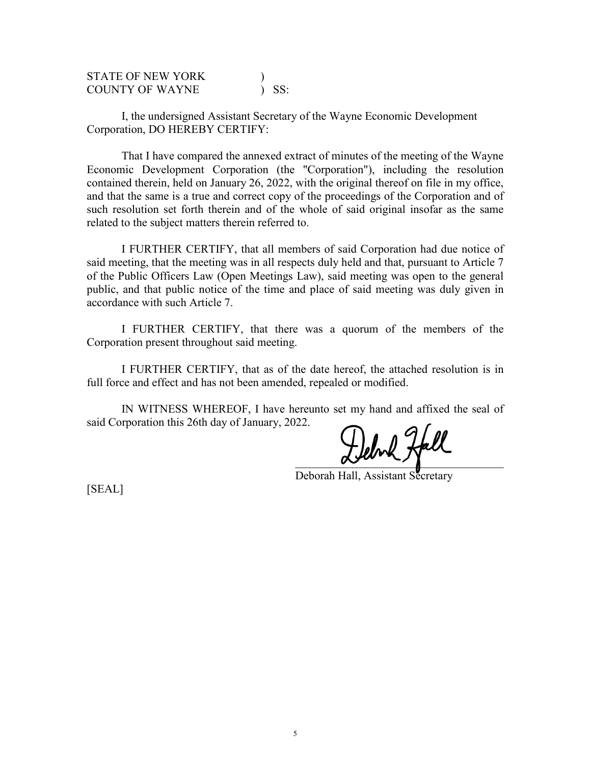STATE OF NEW YORK )
COUNTY OF WAYNE ) SS:

I, the undersigned Assistant Secretary of the Wayne Economic Development Corporation, DO HEREBY CERTIFY:

That I have compared the annexed extract of minutes of the meeting of the Wayne Economic Development Corporation (the "Corporation"), including the resolution contained therein, held on January 26, 2022, with the original thereof on file in my office, and that the same is a true and correct copy of the proceedings of the Corporation and of such resolution set forth therein and of the whole of said original insofar as the same related to the subject matters therein referred to.

I FURTHER CERTIFY, that all members of said Corporation had due notice of said meeting, that the meeting was in all respects duly held and that, pursuant to Article 7 of the Public Officers Law (Open Meetings Law), said meeting was open to the general public, and that public notice of the time and place of said meeting was duly given in accordance with such Article 7.

I FURTHER CERTIFY, that there was a quorum of the members of the Corporation present throughout said meeting.

I FURTHER CERTIFY, that as of the date hereof, the attached resolution is in full force and effect and has not been amended, repealed or modified.

IN WITNESS WHEREOF, I have hereunto set my hand and affixed the seal of said Corporation this 26th day of January, 2022.

Deborah Hall

Deborah Hall, Assistant Secretary

[SEAL]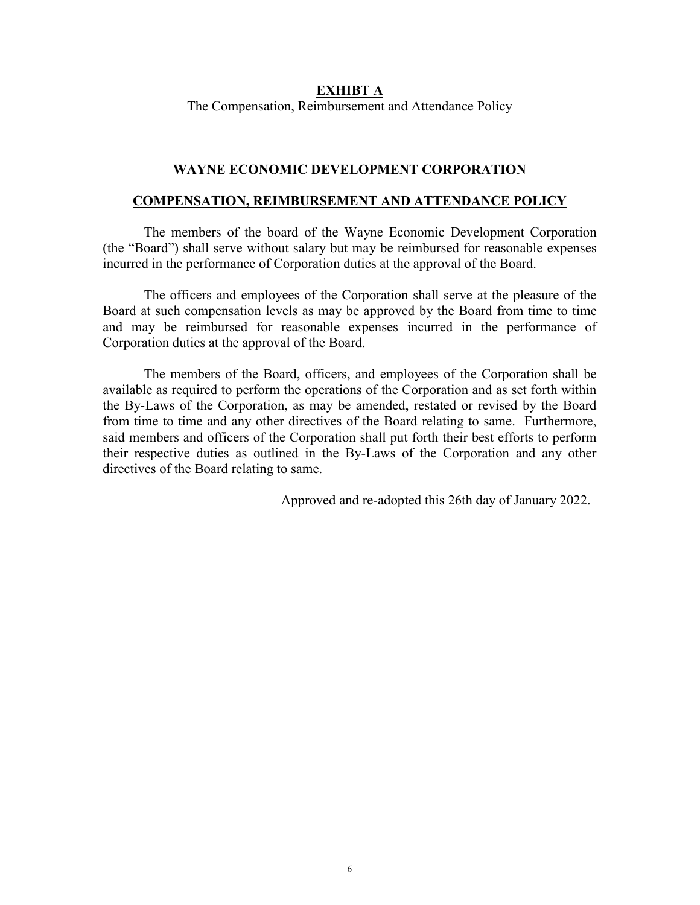**EXHIBT A**

The Compensation, Reimbursement and Attendance Policy

## WAYNE ECONOMIC DEVELOPMENT CORPORATION

## COMPENSATION, REIMBURSEMENT AND ATTENDANCE POLICY

The members of the board of the Wayne Economic Development Corporation (the "Board") shall serve without salary but may be reimbursed for reasonable expenses incurred in the performance of Corporation duties at the approval of the Board.

The officers and employees of the Corporation shall serve at the pleasure of the Board at such compensation levels as may be approved by the Board from time to time and may be reimbursed for reasonable expenses incurred in the performance of Corporation duties at the approval of the Board.

The members of the Board, officers, and employees of the Corporation shall be available as required to perform the operations of the Corporation and as set forth within the By-Laws of the Corporation, as may be amended, restated or revised by the Board from time to time and any other directives of the Board relating to same. Furthermore, said members and officers of the Corporation shall put forth their best efforts to perform their respective duties as outlined in the By-Laws of the Corporation and any other directives of the Board relating to same.

Approved and re-adopted this 26th day of January 2022.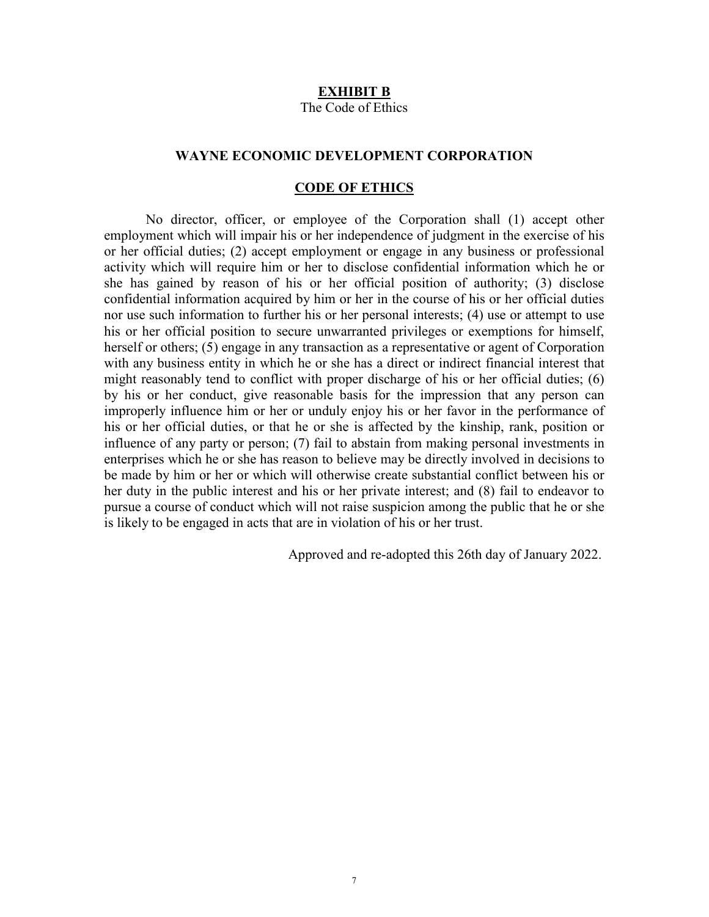## **EXHIBIT B**

The Code of Ethics

## WAYNE ECONOMIC DEVELOPMENT CORPORATION

## CODE OF ETHICS

No director, officer, or employee of the Corporation shall (1) accept other employment which will impair his or her independence of judgment in the exercise of his or her official duties; (2) accept employment or engage in any business or professional activity which will require him or her to disclose confidential information which he or she has gained by reason of his or her official position of authority; (3) disclose confidential information acquired by him or her in the course of his or her official duties nor use such information to further his or her personal interests; (4) use or attempt to use his or her official position to secure unwarranted privileges or exemptions for himself, herself or others; (5) engage in any transaction as a representative or agent of Corporation with any business entity in which he or she has a direct or indirect financial interest that might reasonably tend to conflict with proper discharge of his or her official duties; (6) by his or her conduct, give reasonable basis for the impression that any person can improperly influence him or her or unduly enjoy his or her favor in the performance of his or her official duties, or that he or she is affected by the kinship, rank, position or influence of any party or person; (7) fail to abstain from making personal investments in enterprises which he or she has reason to believe may be directly involved in decisions to be made by him or her or which will otherwise create substantial conflict between his or her duty in the public interest and his or her private interest; and (8) fail to endeavor to pursue a course of conduct which will not raise suspicion among the public that he or she is likely to be engaged in acts that are in violation of his or her trust.

Approved and re-adopted this 26th day of January 2022.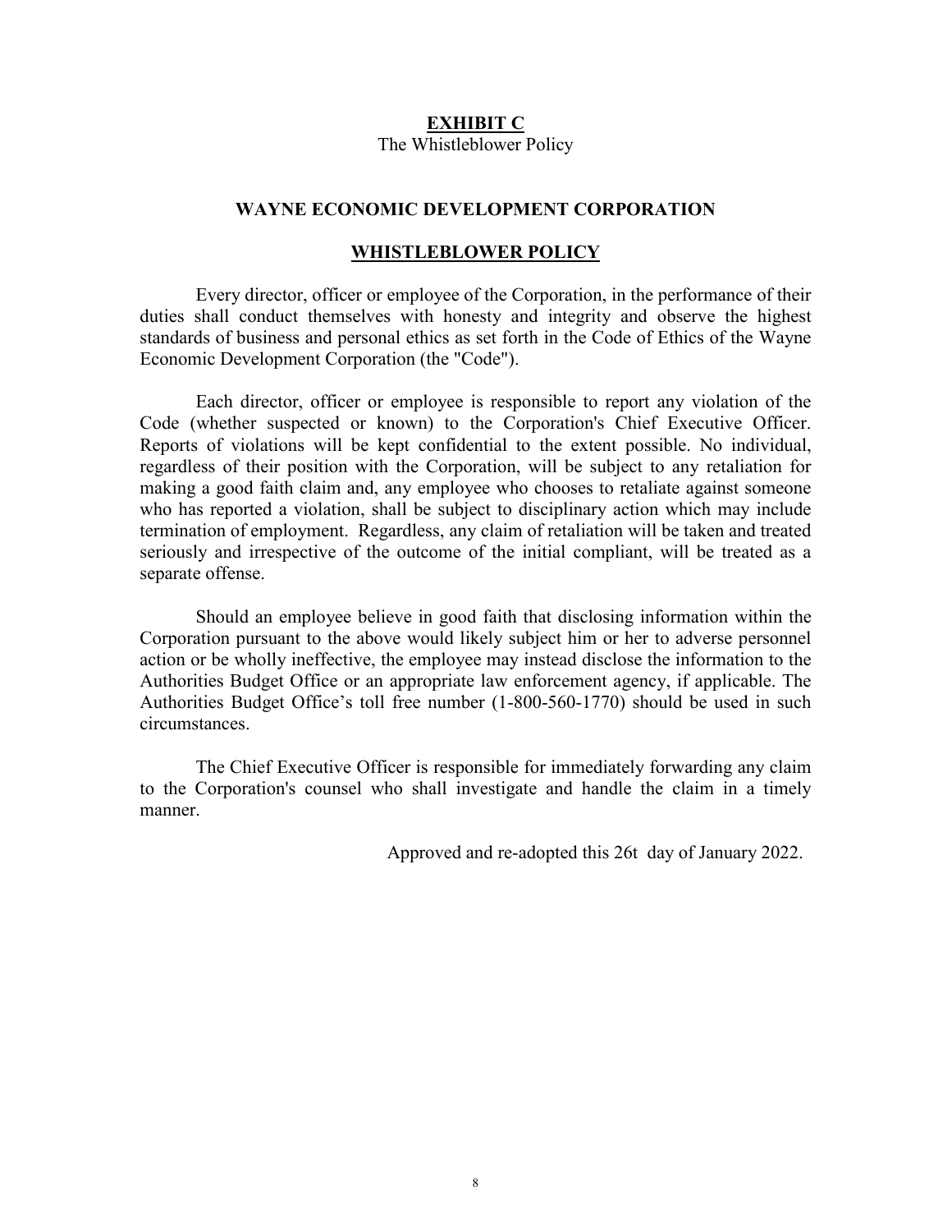**EXHIBIT C**

The Whistleblower Policy

**WAYNE ECONOMIC DEVELOPMENT CORPORATION**

**WHISTLEBLOWER POLICY**

Every director, officer or employee of the Corporation, in the performance of their duties shall conduct themselves with honesty and integrity and observe the highest standards of business and personal ethics as set forth in the Code of Ethics of the Wayne Economic Development Corporation (the "Code").

Each director, officer or employee is responsible to report any violation of the Code (whether suspected or known) to the Corporation's Chief Executive Officer. Reports of violations will be kept confidential to the extent possible. No individual, regardless of their position with the Corporation, will be subject to any retaliation for making a good faith claim and, any employee who chooses to retaliate against someone who has reported a violation, shall be subject to disciplinary action which may include termination of employment. Regardless, any claim of retaliation will be taken and treated seriously and irrespective of the outcome of the initial compliant, will be treated as a separate offense.

Should an employee believe in good faith that disclosing information within the Corporation pursuant to the above would likely subject him or her to adverse personnel action or be wholly ineffective, the employee may instead disclose the information to the Authorities Budget Office or an appropriate law enforcement agency, if applicable. The Authorities Budget Office's toll free number (1-800-560-1770) should be used in such circumstances.

The Chief Executive Officer is responsible for immediately forwarding any claim to the Corporation's counsel who shall investigate and handle the claim in a timely manner.

Approved and re-adopted this 26t day of January 2022.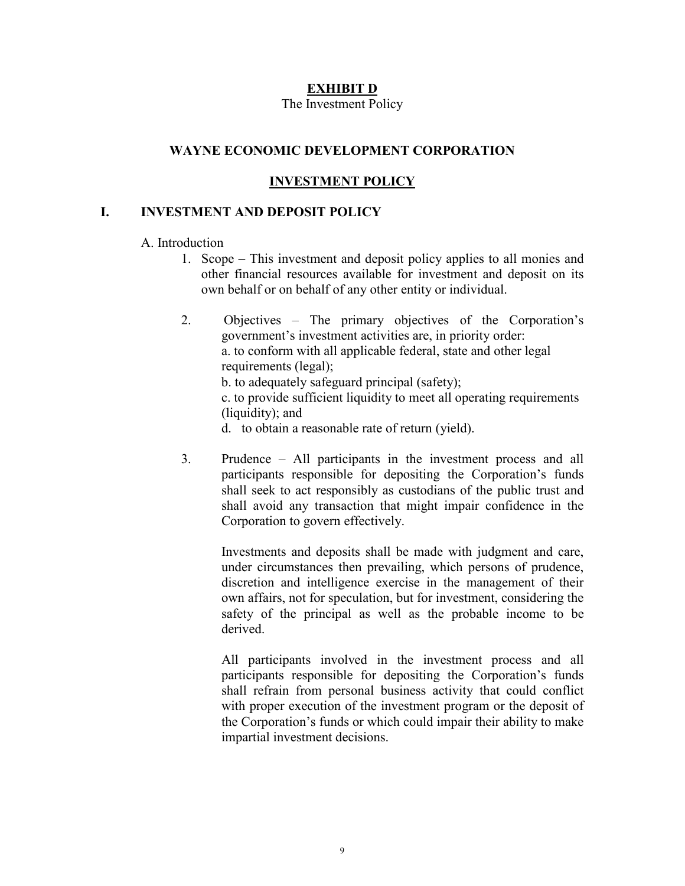**EXHIBIT D**

The Investment Policy

**WAYNE ECONOMIC DEVELOPMENT CORPORATION**

**INVESTMENT POLICY**

## I. INVESTMENT AND DEPOSIT POLICY

A. Introduction

1. Scope – This investment and deposit policy applies to all monies and other financial resources available for investment and deposit on its own behalf or on behalf of any other entity or individual.

2. Objectives – The primary objectives of the Corporation's government's investment activities are, in priority order:
   a. to conform with all applicable federal, state and other legal requirements (legal);
   b. to adequately safeguard principal (safety);
   c. to provide sufficient liquidity to meet all operating requirements (liquidity); and
   d. to obtain a reasonable rate of return (yield).

3. Prudence – All participants in the investment process and all participants responsible for depositing the Corporation's funds shall seek to act responsibly as custodians of the public trust and shall avoid any transaction that might impair confidence in the Corporation to govern effectively.

   Investments and deposits shall be made with judgment and care, under circumstances then prevailing, which persons of prudence, discretion and intelligence exercise in the management of their own affairs, not for speculation, but for investment, considering the safety of the principal as well as the probable income to be derived.

   All participants involved in the investment process and all participants responsible for depositing the Corporation's funds shall refrain from personal business activity that could conflict with proper execution of the investment program or the deposit of the Corporation's funds or which could impair their ability to make impartial investment decisions.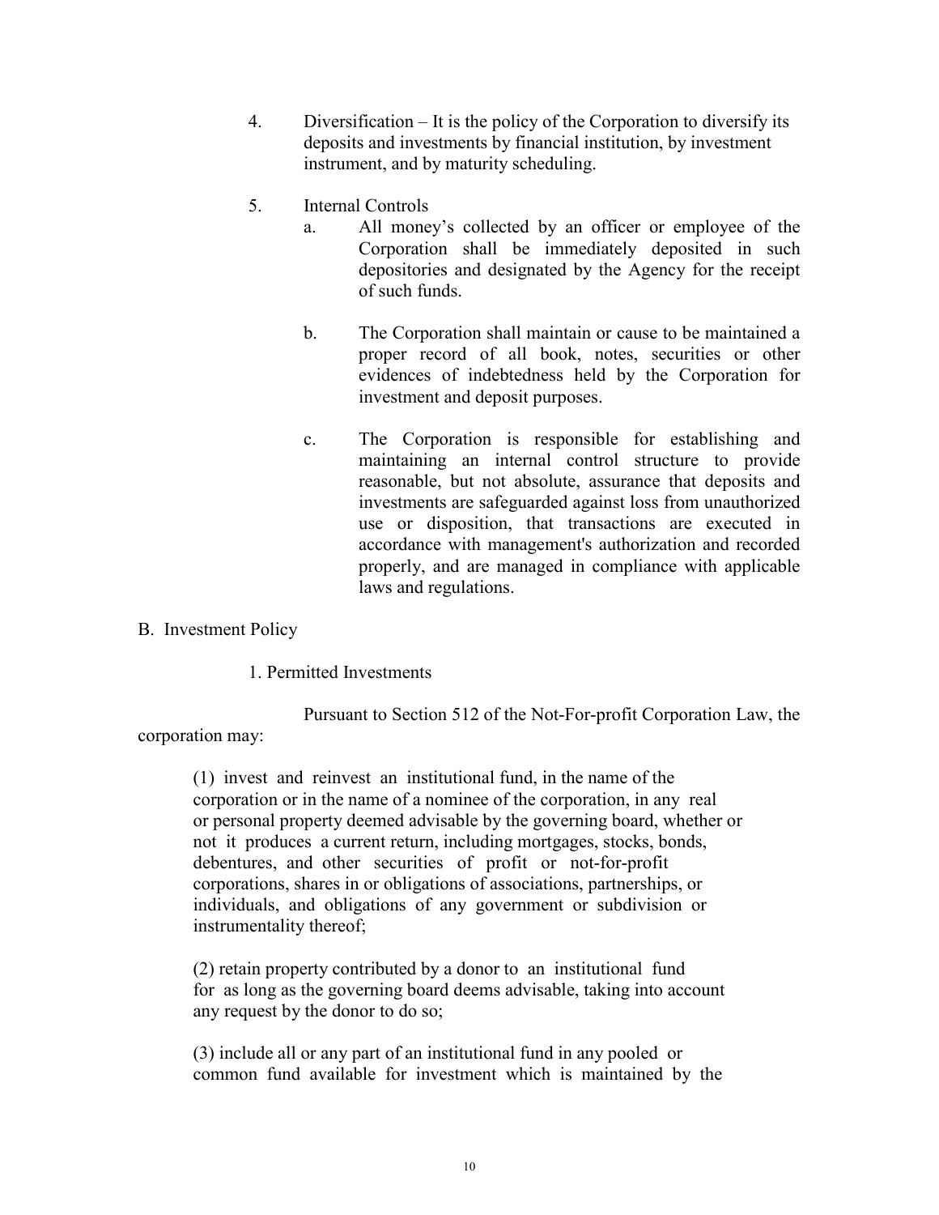4. Diversification – It is the policy of the Corporation to diversify its deposits and investments by financial institution, by investment instrument, and by maturity scheduling.

5. Internal Controls

   a. All money's collected by an officer or employee of the Corporation shall be immediately deposited in such depositories and designated by the Agency for the receipt of such funds.

   b. The Corporation shall maintain or cause to be maintained a proper record of all book, notes, securities or other evidences of indebtedness held by the Corporation for investment and deposit purposes.

   c. The Corporation is responsible for establishing and maintaining an internal control structure to provide reasonable, but not absolute, assurance that deposits and investments are safeguarded against loss from unauthorized use or disposition, that transactions are executed in accordance with management's authorization and recorded properly, and are managed in compliance with applicable laws and regulations.

B. Investment Policy

1. Permitted Investments

Pursuant to Section 512 of the Not-For-profit Corporation Law, the corporation may:

(1) invest and reinvest an institutional fund, in the name of the corporation or in the name of a nominee of the corporation, in any real or personal property deemed advisable by the governing board, whether or not it produces a current return, including mortgages, stocks, bonds, debentures, and other securities of profit or not-for-profit corporations, shares in or obligations of associations, partnerships, or individuals, and obligations of any government or subdivision or instrumentality thereof;

(2) retain property contributed by a donor to an institutional fund for as long as the governing board deems advisable, taking into account any request by the donor to do so;

(3) include all or any part of an institutional fund in any pooled or common fund available for investment which is maintained by the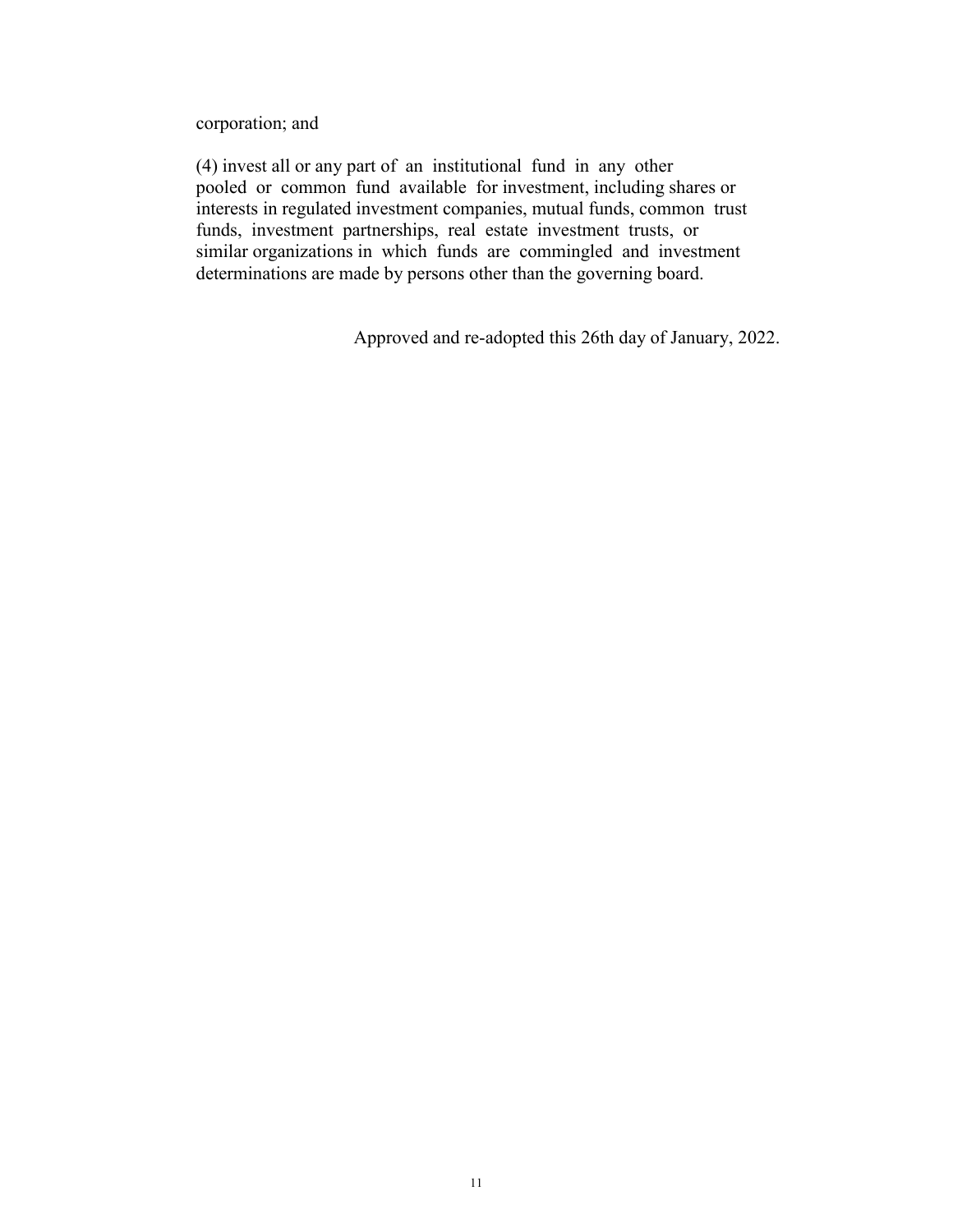corporation; and

(4) invest all or any part of an institutional fund in any other pooled or common fund available for investment, including shares or interests in regulated investment companies, mutual funds, common trust funds, investment partnerships, real estate investment trusts, or similar organizations in which funds are commingled and investment determinations are made by persons other than the governing board.

Approved and re-adopted this 26th day of January, 2022.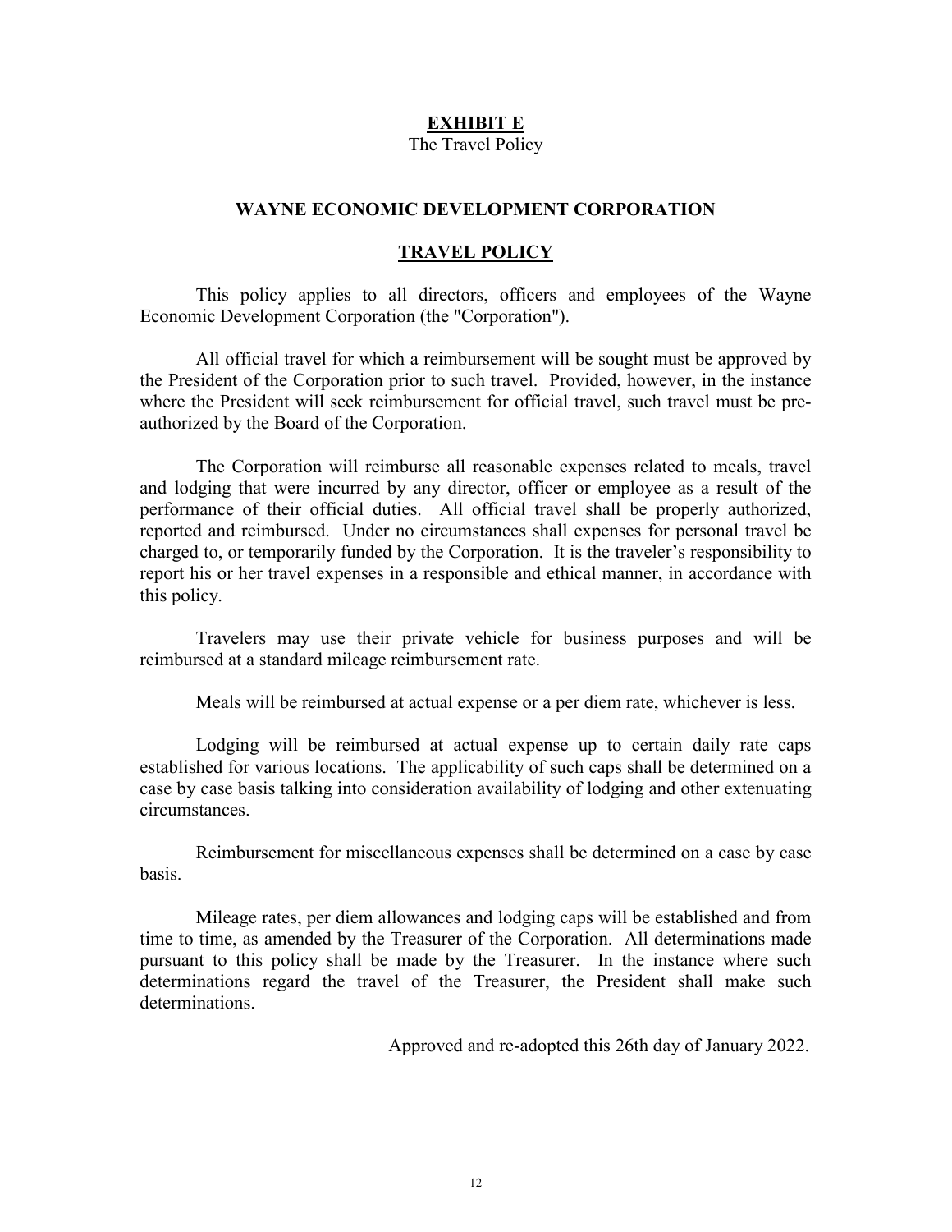# **EXHIBIT E**

The Travel Policy

## WAYNE ECONOMIC DEVELOPMENT CORPORATION

## TRAVEL POLICY

This policy applies to all directors, officers and employees of the Wayne Economic Development Corporation (the "Corporation").

All official travel for which a reimbursement will be sought must be approved by the President of the Corporation prior to such travel. Provided, however, in the instance where the President will seek reimbursement for official travel, such travel must be pre-authorized by the Board of the Corporation.

The Corporation will reimburse all reasonable expenses related to meals, travel and lodging that were incurred by any director, officer or employee as a result of the performance of their official duties. All official travel shall be properly authorized, reported and reimbursed. Under no circumstances shall expenses for personal travel be charged to, or temporarily funded by the Corporation. It is the traveler's responsibility to report his or her travel expenses in a responsible and ethical manner, in accordance with this policy.

Travelers may use their private vehicle for business purposes and will be reimbursed at a standard mileage reimbursement rate.

Meals will be reimbursed at actual expense or a per diem rate, whichever is less.

Lodging will be reimbursed at actual expense up to certain daily rate caps established for various locations. The applicability of such caps shall be determined on a case by case basis talking into consideration availability of lodging and other extenuating circumstances.

Reimbursement for miscellaneous expenses shall be determined on a case by case basis.

Mileage rates, per diem allowances and lodging caps will be established and from time to time, as amended by the Treasurer of the Corporation. All determinations made pursuant to this policy shall be made by the Treasurer. In the instance where such determinations regard the travel of the Treasurer, the President shall make such determinations.

Approved and re-adopted this 26th day of January 2022.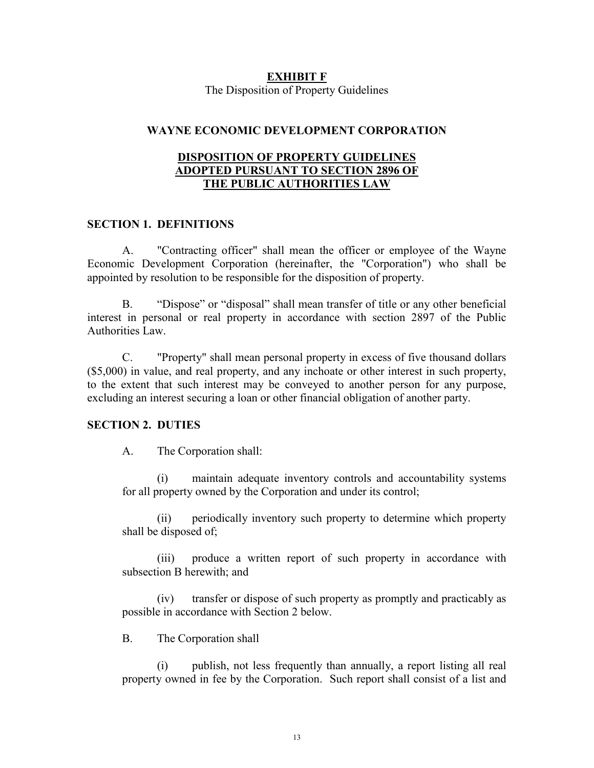**EXHIBIT F**

The Disposition of Property Guidelines

## WAYNE ECONOMIC DEVELOPMENT CORPORATION

## DISPOSITION OF PROPERTY GUIDELINES ADOPTED PURSUANT TO SECTION 2896 OF THE PUBLIC AUTHORITIES LAW

### SECTION 1. DEFINITIONS

A. "Contracting officer" shall mean the officer or employee of the Wayne Economic Development Corporation (hereinafter, the "Corporation") who shall be appointed by resolution to be responsible for the disposition of property.

B. "Dispose" or "disposal" shall mean transfer of title or any other beneficial interest in personal or real property in accordance with section 2897 of the Public Authorities Law.

C. "Property" shall mean personal property in excess of five thousand dollars ($5,000) in value, and real property, and any inchoate or other interest in such property, to the extent that such interest may be conveyed to another person for any purpose, excluding an interest securing a loan or other financial obligation of another party.

### SECTION 2. DUTIES

A. The Corporation shall:

(i) maintain adequate inventory controls and accountability systems for all property owned by the Corporation and under its control;

(ii) periodically inventory such property to determine which property shall be disposed of;

(iii) produce a written report of such property in accordance with subsection B herewith; and

(iv) transfer or dispose of such property as promptly and practicably as possible in accordance with Section 2 below.

B. The Corporation shall

(i) publish, not less frequently than annually, a report listing all real property owned in fee by the Corporation. Such report shall consist of a list and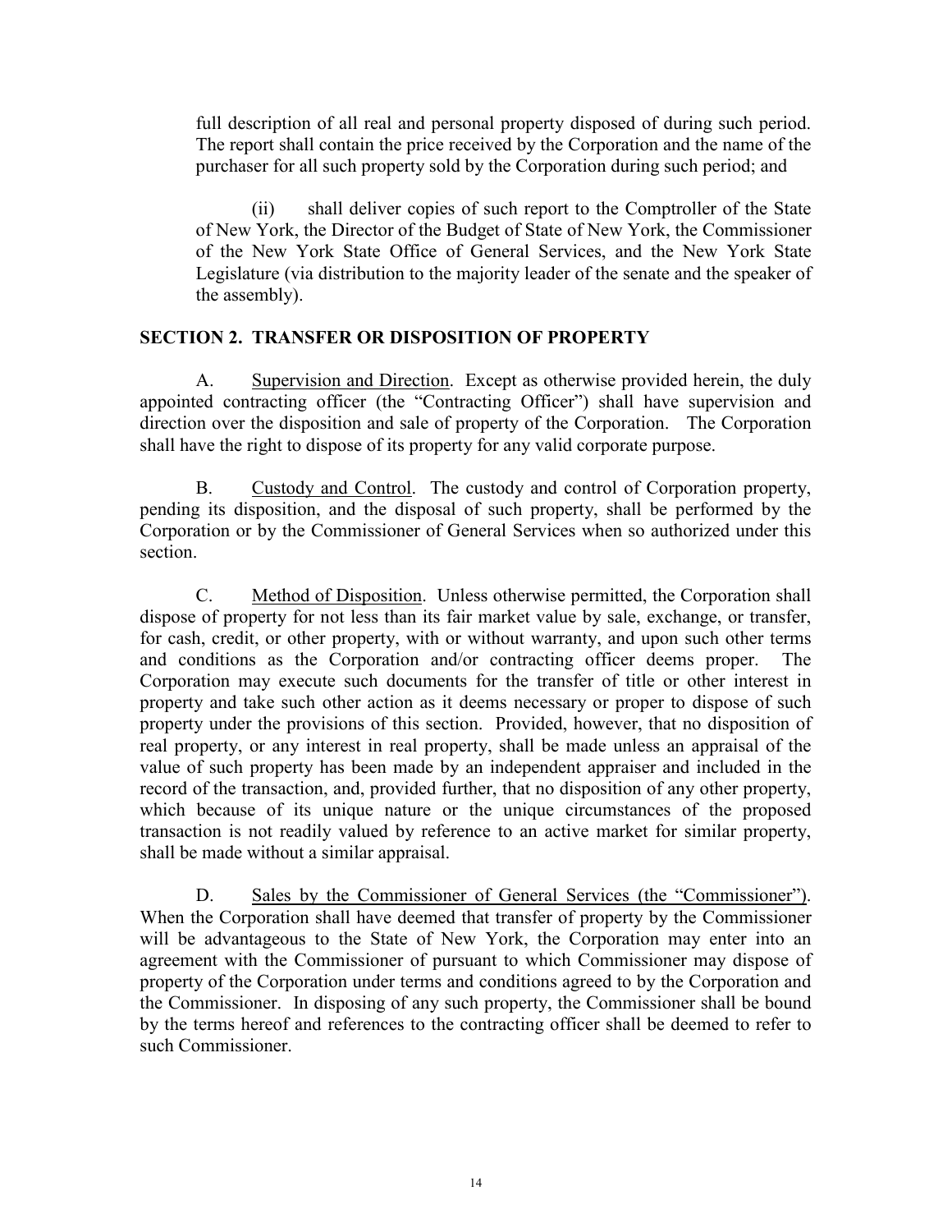full description of all real and personal property disposed of during such period. The report shall contain the price received by the Corporation and the name of the purchaser for all such property sold by the Corporation during such period; and

(ii) shall deliver copies of such report to the Comptroller of the State of New York, the Director of the Budget of State of New York, the Commissioner of the New York State Office of General Services, and the New York State Legislature (via distribution to the majority leader of the senate and the speaker of the assembly).

## SECTION 2. TRANSFER OR DISPOSITION OF PROPERTY

A. Supervision and Direction. Except as otherwise provided herein, the duly appointed contracting officer (the "Contracting Officer") shall have supervision and direction over the disposition and sale of property of the Corporation. The Corporation shall have the right to dispose of its property for any valid corporate purpose.

B. Custody and Control. The custody and control of Corporation property, pending its disposition, and the disposal of such property, shall be performed by the Corporation or by the Commissioner of General Services when so authorized under this section.

C. Method of Disposition. Unless otherwise permitted, the Corporation shall dispose of property for not less than its fair market value by sale, exchange, or transfer, for cash, credit, or other property, with or without warranty, and upon such other terms and conditions as the Corporation and/or contracting officer deems proper. The Corporation may execute such documents for the transfer of title or other interest in property and take such other action as it deems necessary or proper to dispose of such property under the provisions of this section. Provided, however, that no disposition of real property, or any interest in real property, shall be made unless an appraisal of the value of such property has been made by an independent appraiser and included in the record of the transaction, and, provided further, that no disposition of any other property, which because of its unique nature or the unique circumstances of the proposed transaction is not readily valued by reference to an active market for similar property, shall be made without a similar appraisal.

D. Sales by the Commissioner of General Services (the "Commissioner"). When the Corporation shall have deemed that transfer of property by the Commissioner will be advantageous to the State of New York, the Corporation may enter into an agreement with the Commissioner of pursuant to which Commissioner may dispose of property of the Corporation under terms and conditions agreed to by the Corporation and the Commissioner. In disposing of any such property, the Commissioner shall be bound by the terms hereof and references to the contracting officer shall be deemed to refer to such Commissioner.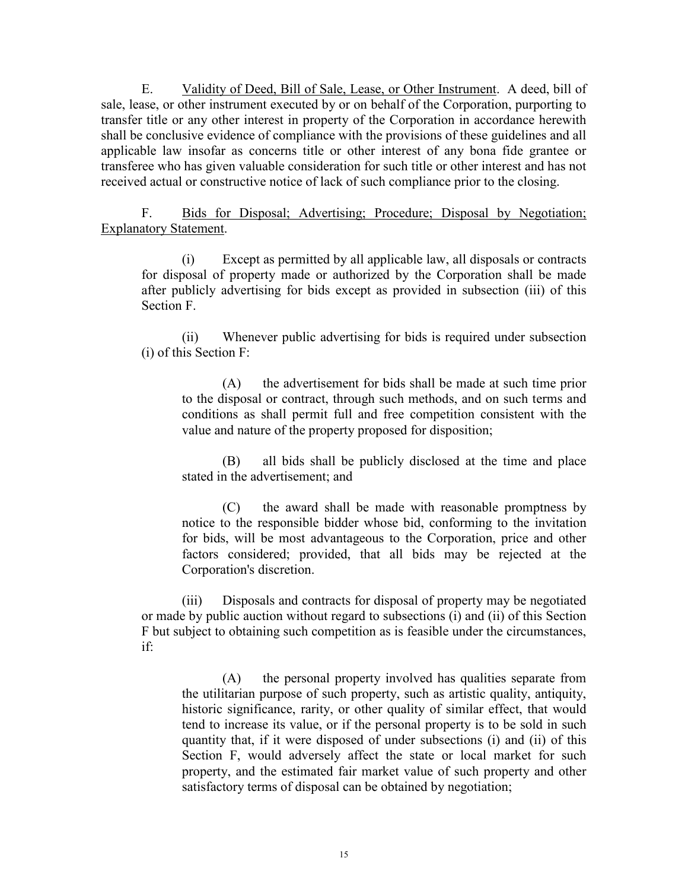E. <u>Validity of Deed, Bill of Sale, Lease, or Other Instrument</u>. A deed, bill of sale, lease, or other instrument executed by or on behalf of the Corporation, purporting to transfer title or any other interest in property of the Corporation in accordance herewith shall be conclusive evidence of compliance with the provisions of these guidelines and all applicable law insofar as concerns title or other interest of any bona fide grantee or transferee who has given valuable consideration for such title or other interest and has not received actual or constructive notice of lack of such compliance prior to the closing.

F. <u>Bids for Disposal; Advertising; Procedure; Disposal by Negotiation; Explanatory Statement</u>.

(i) Except as permitted by all applicable law, all disposals or contracts for disposal of property made or authorized by the Corporation shall be made after publicly advertising for bids except as provided in subsection (iii) of this Section F.

(ii) Whenever public advertising for bids is required under subsection (i) of this Section F:

(A) the advertisement for bids shall be made at such time prior to the disposal or contract, through such methods, and on such terms and conditions as shall permit full and free competition consistent with the value and nature of the property proposed for disposition;

(B) all bids shall be publicly disclosed at the time and place stated in the advertisement; and

(C) the award shall be made with reasonable promptness by notice to the responsible bidder whose bid, conforming to the invitation for bids, will be most advantageous to the Corporation, price and other factors considered; provided, that all bids may be rejected at the Corporation's discretion.

(iii) Disposals and contracts for disposal of property may be negotiated or made by public auction without regard to subsections (i) and (ii) of this Section F but subject to obtaining such competition as is feasible under the circumstances, if:

(A) the personal property involved has qualities separate from the utilitarian purpose of such property, such as artistic quality, antiquity, historic significance, rarity, or other quality of similar effect, that would tend to increase its value, or if the personal property is to be sold in such quantity that, if it were disposed of under subsections (i) and (ii) of this Section F, would adversely affect the state or local market for such property, and the estimated fair market value of such property and other satisfactory terms of disposal can be obtained by negotiation;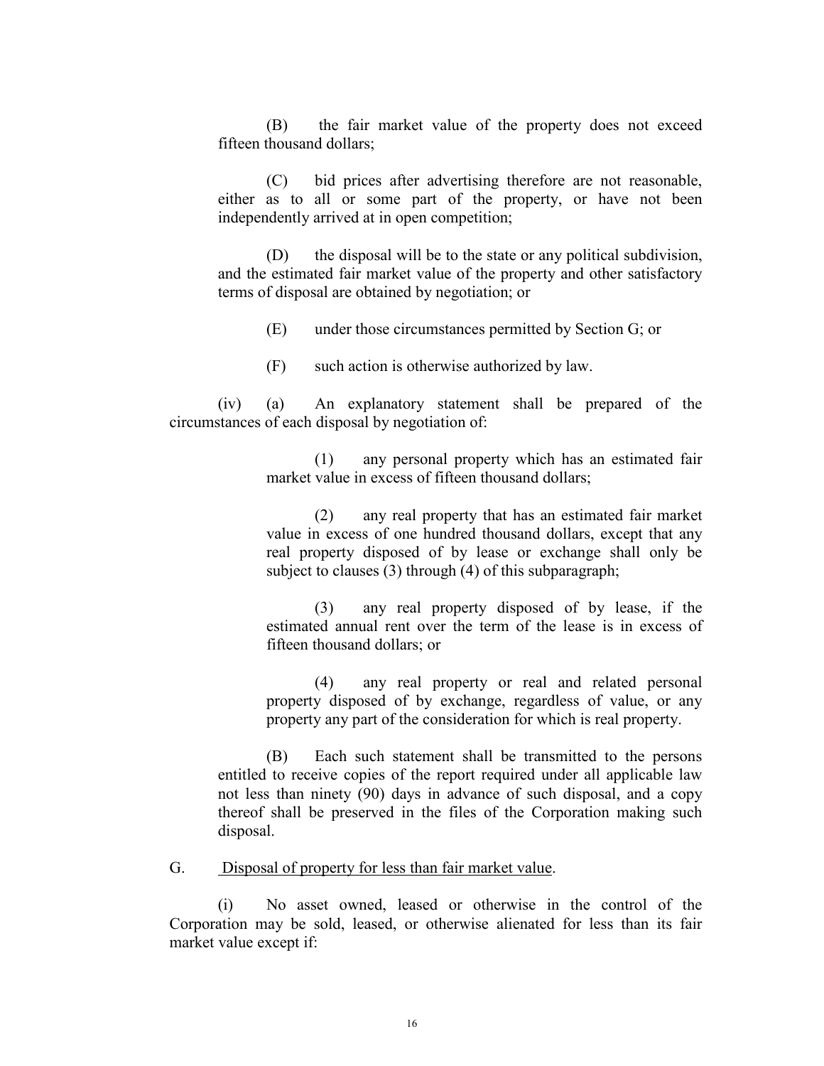(B) the fair market value of the property does not exceed fifteen thousand dollars;

(C) bid prices after advertising therefore are not reasonable, either as to all or some part of the property, or have not been independently arrived at in open competition;

(D) the disposal will be to the state or any political subdivision, and the estimated fair market value of the property and other satisfactory terms of disposal are obtained by negotiation; or

(E) under those circumstances permitted by Section G; or

(F) such action is otherwise authorized by law.

(iv) (a) An explanatory statement shall be prepared of the circumstances of each disposal by negotiation of:

(1) any personal property which has an estimated fair market value in excess of fifteen thousand dollars;

(2) any real property that has an estimated fair market value in excess of one hundred thousand dollars, except that any real property disposed of by lease or exchange shall only be subject to clauses (3) through (4) of this subparagraph;

(3) any real property disposed of by lease, if the estimated annual rent over the term of the lease is in excess of fifteen thousand dollars; or

(4) any real property or real and related personal property disposed of by exchange, regardless of value, or any property any part of the consideration for which is real property.

(B) Each such statement shall be transmitted to the persons entitled to receive copies of the report required under all applicable law not less than ninety (90) days in advance of such disposal, and a copy thereof shall be preserved in the files of the Corporation making such disposal.

G. Disposal of property for less than fair market value.

(i) No asset owned, leased or otherwise in the control of the Corporation may be sold, leased, or otherwise alienated for less than its fair market value except if: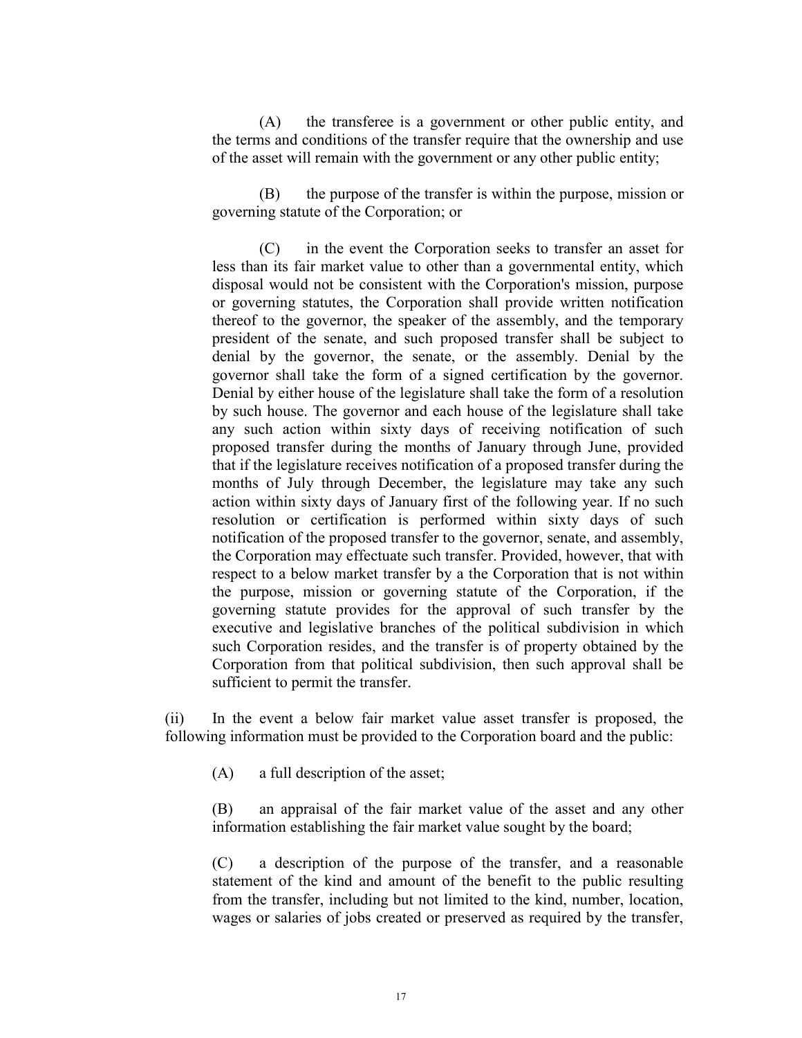(A) the transferee is a government or other public entity, and the terms and conditions of the transfer require that the ownership and use of the asset will remain with the government or any other public entity;

(B) the purpose of the transfer is within the purpose, mission or governing statute of the Corporation; or

(C) in the event the Corporation seeks to transfer an asset for less than its fair market value to other than a governmental entity, which disposal would not be consistent with the Corporation's mission, purpose or governing statutes, the Corporation shall provide written notification thereof to the governor, the speaker of the assembly, and the temporary president of the senate, and such proposed transfer shall be subject to denial by the governor, the senate, or the assembly. Denial by the governor shall take the form of a signed certification by the governor. Denial by either house of the legislature shall take the form of a resolution by such house. The governor and each house of the legislature shall take any such action within sixty days of receiving notification of such proposed transfer during the months of January through June, provided that if the legislature receives notification of a proposed transfer during the months of July through December, the legislature may take any such action within sixty days of January first of the following year. If no such resolution or certification is performed within sixty days of such notification of the proposed transfer to the governor, senate, and assembly, the Corporation may effectuate such transfer. Provided, however, that with respect to a below market transfer by a the Corporation that is not within the purpose, mission or governing statute of the Corporation, if the governing statute provides for the approval of such transfer by the executive and legislative branches of the political subdivision in which such Corporation resides, and the transfer is of property obtained by the Corporation from that political subdivision, then such approval shall be sufficient to permit the transfer.

(ii) In the event a below fair market value asset transfer is proposed, the following information must be provided to the Corporation board and the public:

(A) a full description of the asset;

(B) an appraisal of the fair market value of the asset and any other information establishing the fair market value sought by the board;

(C) a description of the purpose of the transfer, and a reasonable statement of the kind and amount of the benefit to the public resulting from the transfer, including but not limited to the kind, number, location, wages or salaries of jobs created or preserved as required by the transfer,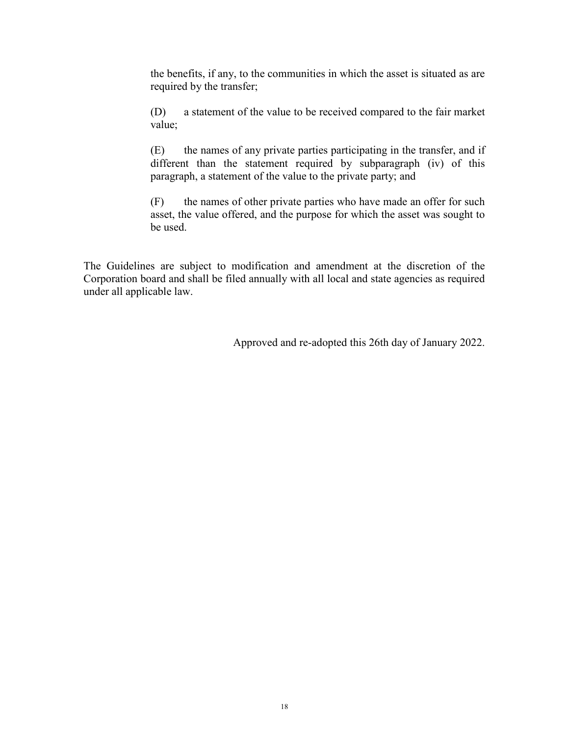the benefits, if any, to the communities in which the asset is situated as are required by the transfer;

(D) a statement of the value to be received compared to the fair market value;

(E) the names of any private parties participating in the transfer, and if different than the statement required by subparagraph (iv) of this paragraph, a statement of the value to the private party; and

(F) the names of other private parties who have made an offer for such asset, the value offered, and the purpose for which the asset was sought to be used.

The Guidelines are subject to modification and amendment at the discretion of the Corporation board and shall be filed annually with all local and state agencies as required under all applicable law.

Approved and re-adopted this 26th day of January 2022.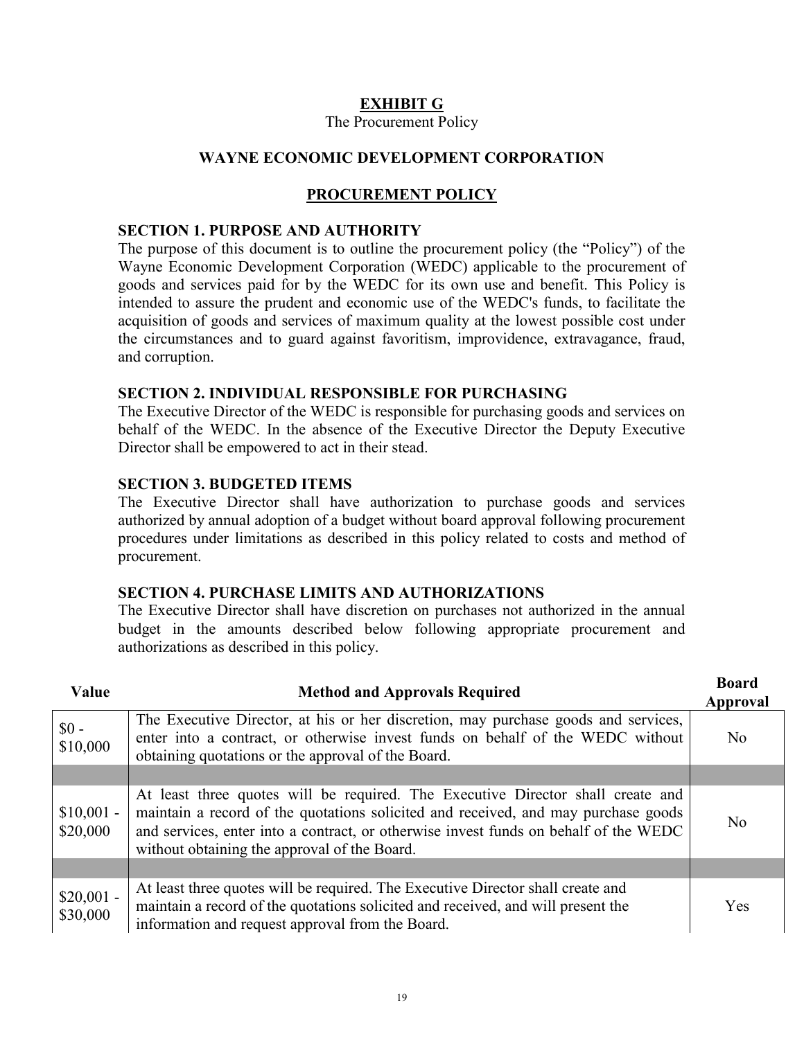## EXHIBIT G

The Procurement Policy

## WAYNE ECONOMIC DEVELOPMENT CORPORATION

## PROCUREMENT POLICY

### SECTION 1. PURPOSE AND AUTHORITY

The purpose of this document is to outline the procurement policy (the "Policy") of the Wayne Economic Development Corporation (WEDC) applicable to the procurement of goods and services paid for by the WEDC for its own use and benefit. This Policy is intended to assure the prudent and economic use of the WEDC's funds, to facilitate the acquisition of goods and services of maximum quality at the lowest possible cost under the circumstances and to guard against favoritism, improvidence, extravagance, fraud, and corruption.

### SECTION 2. INDIVIDUAL RESPONSIBLE FOR PURCHASING

The Executive Director of the WEDC is responsible for purchasing goods and services on behalf of the WEDC. In the absence of the Executive Director the Deputy Executive Director shall be empowered to act in their stead.

### SECTION 3. BUDGETED ITEMS

The Executive Director shall have authorization to purchase goods and services authorized by annual adoption of a budget without board approval following procurement procedures under limitations as described in this policy related to costs and method of procurement.

### SECTION 4. PURCHASE LIMITS AND AUTHORIZATIONS

The Executive Director shall have discretion on purchases not authorized in the annual budget in the amounts described below following appropriate procurement and authorizations as described in this policy.

| Value | Method and Approvals Required | Board Approval |
|---|---|---|
| $0 - $10,000 | The Executive Director, at his or her discretion, may purchase goods and services, enter into a contract, or otherwise invest funds on behalf of the WEDC without obtaining quotations or the approval of the Board. | No |
| | | |
| $10,001 - $20,000 | At least three quotes will be required. The Executive Director shall create and maintain a record of the quotations solicited and received, and may purchase goods and services, enter into a contract, or otherwise invest funds on behalf of the WEDC without obtaining the approval of the Board. | No |
| | | |
| $20,001 - $30,000 | At least three quotes will be required. The Executive Director shall create and maintain a record of the quotations solicited and received, and will present the information and request approval from the Board. | Yes |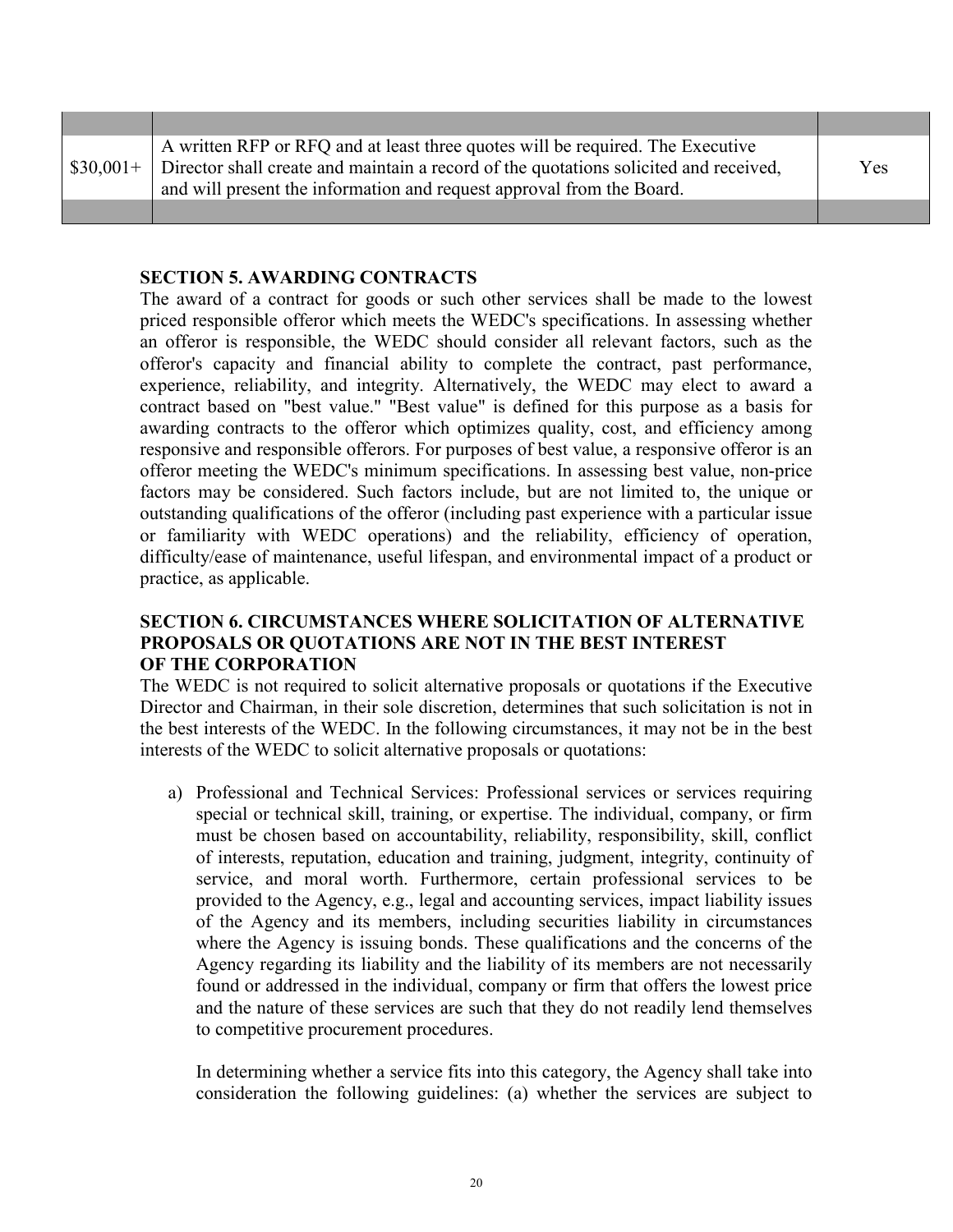| | | |
|---|---|---|
| $30,001+ | A written RFP or RFQ and at least three quotes will be required. The Executive Director shall create and maintain a record of the quotations solicited and received, and will present the information and request approval from the Board. | Yes |
| | | |

**SECTION 5. AWARDING CONTRACTS**

The award of a contract for goods or such other services shall be made to the lowest priced responsible offeror which meets the WEDC's specifications. In assessing whether an offeror is responsible, the WEDC should consider all relevant factors, such as the offeror's capacity and financial ability to complete the contract, past performance, experience, reliability, and integrity. Alternatively, the WEDC may elect to award a contract based on "best value." "Best value" is defined for this purpose as a basis for awarding contracts to the offeror which optimizes quality, cost, and efficiency among responsive and responsible offerors. For purposes of best value, a responsive offeror is an offeror meeting the WEDC's minimum specifications. In assessing best value, non-price factors may be considered. Such factors include, but are not limited to, the unique or outstanding qualifications of the offeror (including past experience with a particular issue or familiarity with WEDC operations) and the reliability, efficiency of operation, difficulty/ease of maintenance, useful lifespan, and environmental impact of a product or practice, as applicable.

**SECTION 6. CIRCUMSTANCES WHERE SOLICITATION OF ALTERNATIVE PROPOSALS OR QUOTATIONS ARE NOT IN THE BEST INTEREST OF THE CORPORATION**

The WEDC is not required to solicit alternative proposals or quotations if the Executive Director and Chairman, in their sole discretion, determines that such solicitation is not in the best interests of the WEDC. In the following circumstances, it may not be in the best interests of the WEDC to solicit alternative proposals or quotations:

a) Professional and Technical Services: Professional services or services requiring special or technical skill, training, or expertise. The individual, company, or firm must be chosen based on accountability, reliability, responsibility, skill, conflict of interests, reputation, education and training, judgment, integrity, continuity of service, and moral worth. Furthermore, certain professional services to be provided to the Agency, e.g., legal and accounting services, impact liability issues of the Agency and its members, including securities liability in circumstances where the Agency is issuing bonds. These qualifications and the concerns of the Agency regarding its liability and the liability of its members are not necessarily found or addressed in the individual, company or firm that offers the lowest price and the nature of these services are such that they do not readily lend themselves to competitive procurement procedures.

   In determining whether a service fits into this category, the Agency shall take into consideration the following guidelines: (a) whether the services are subject to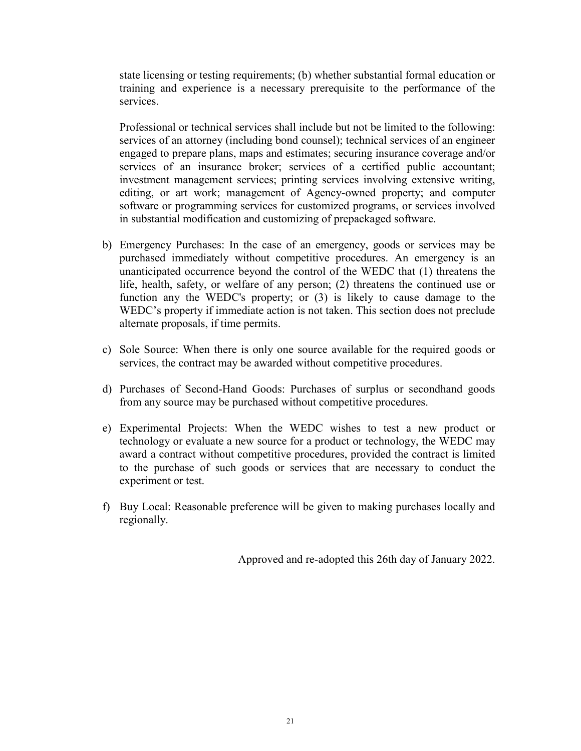state licensing or testing requirements; (b) whether substantial formal education or training and experience is a necessary prerequisite to the performance of the services.

Professional or technical services shall include but not be limited to the following: services of an attorney (including bond counsel); technical services of an engineer engaged to prepare plans, maps and estimates; securing insurance coverage and/or services of an insurance broker; services of a certified public accountant; investment management services; printing services involving extensive writing, editing, or art work; management of Agency-owned property; and computer software or programming services for customized programs, or services involved in substantial modification and customizing of prepackaged software.

b) Emergency Purchases: In the case of an emergency, goods or services may be purchased immediately without competitive procedures. An emergency is an unanticipated occurrence beyond the control of the WEDC that (1) threatens the life, health, safety, or welfare of any person; (2) threatens the continued use or function any the WEDC's property; or (3) is likely to cause damage to the WEDC's property if immediate action is not taken. This section does not preclude alternate proposals, if time permits.

c) Sole Source: When there is only one source available for the required goods or services, the contract may be awarded without competitive procedures.

d) Purchases of Second-Hand Goods: Purchases of surplus or secondhand goods from any source may be purchased without competitive procedures.

e) Experimental Projects: When the WEDC wishes to test a new product or technology or evaluate a new source for a product or technology, the WEDC may award a contract without competitive procedures, provided the contract is limited to the purchase of such goods or services that are necessary to conduct the experiment or test.

f) Buy Local: Reasonable preference will be given to making purchases locally and regionally.

Approved and re-adopted this 26th day of January 2022.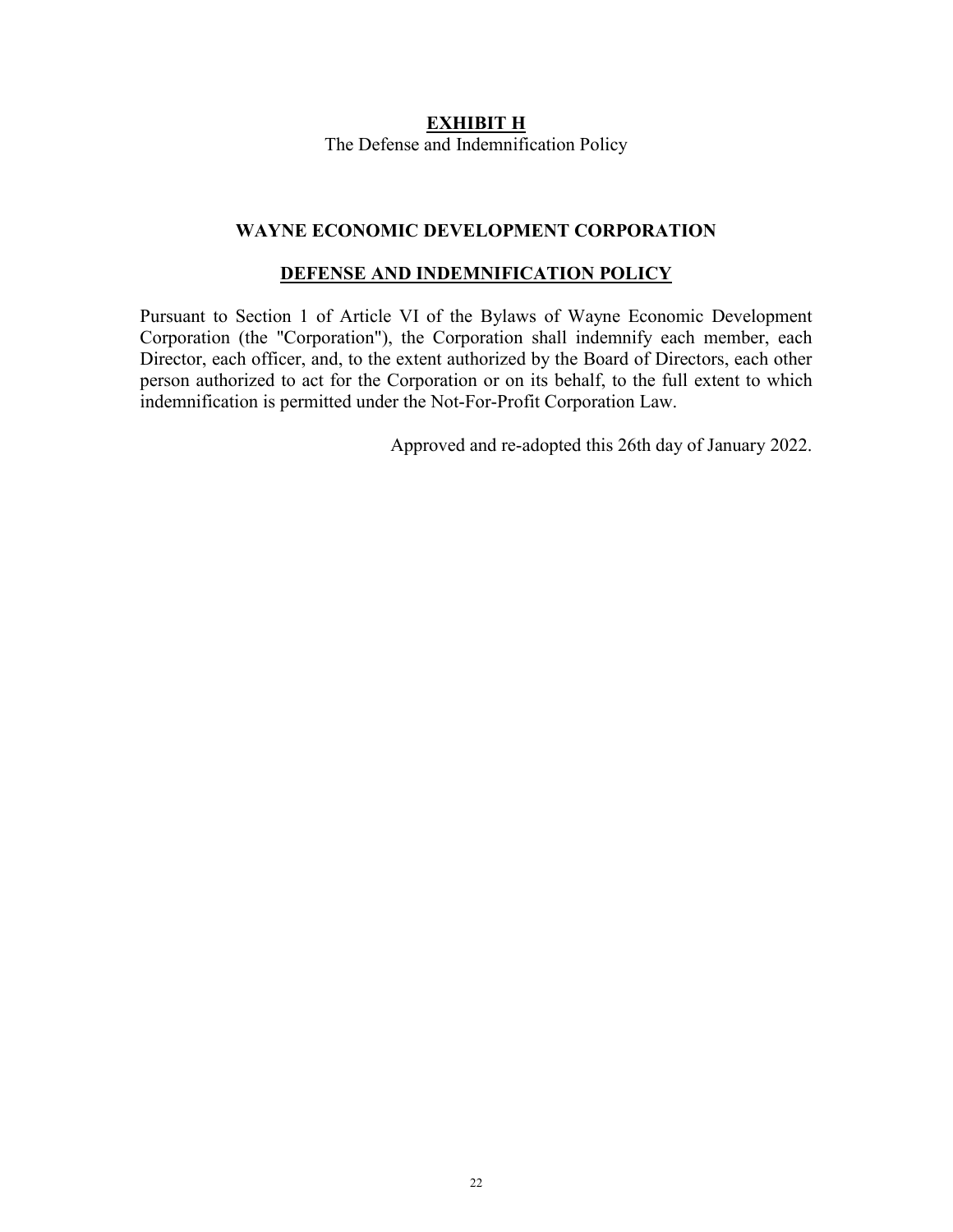## EXHIBIT H

The Defense and Indemnification Policy

### WAYNE ECONOMIC DEVELOPMENT CORPORATION

### DEFENSE AND INDEMNIFICATION POLICY

Pursuant to Section 1 of Article VI of the Bylaws of Wayne Economic Development Corporation (the "Corporation"), the Corporation shall indemnify each member, each Director, each officer, and, to the extent authorized by the Board of Directors, each other person authorized to act for the Corporation or on its behalf, to the full extent to which indemnification is permitted under the Not-For-Profit Corporation Law.

Approved and re-adopted this 26th day of January 2022.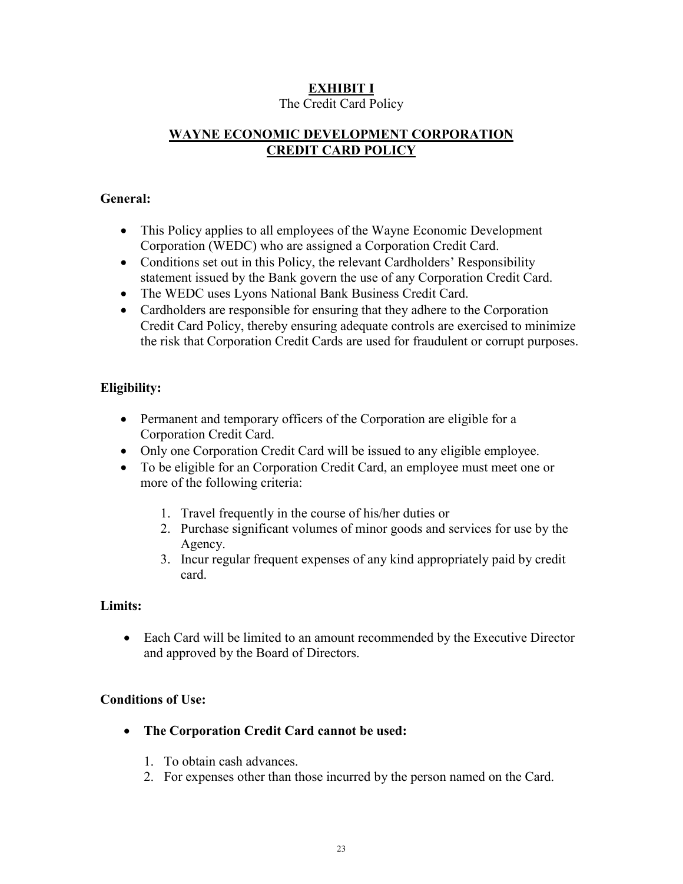# EXHIBIT I

The Credit Card Policy

## WAYNE ECONOMIC DEVELOPMENT CORPORATION CREDIT CARD POLICY

**General:**

- This Policy applies to all employees of the Wayne Economic Development Corporation (WEDC) who are assigned a Corporation Credit Card.
- Conditions set out in this Policy, the relevant Cardholders' Responsibility statement issued by the Bank govern the use of any Corporation Credit Card.
- The WEDC uses Lyons National Bank Business Credit Card.
- Cardholders are responsible for ensuring that they adhere to the Corporation Credit Card Policy, thereby ensuring adequate controls are exercised to minimize the risk that Corporation Credit Cards are used for fraudulent or corrupt purposes.

**Eligibility:**

- Permanent and temporary officers of the Corporation are eligible for a Corporation Credit Card.
- Only one Corporation Credit Card will be issued to any eligible employee.
- To be eligible for an Corporation Credit Card, an employee must meet one or more of the following criteria:
    1. Travel frequently in the course of his/her duties or
    2. Purchase significant volumes of minor goods and services for use by the Agency.
    3. Incur regular frequent expenses of any kind appropriately paid by credit card.

**Limits:**

- Each Card will be limited to an amount recommended by the Executive Director and approved by the Board of Directors.

**Conditions of Use:**

- **The Corporation Credit Card cannot be used:**
    1. To obtain cash advances.
    2. For expenses other than those incurred by the person named on the Card.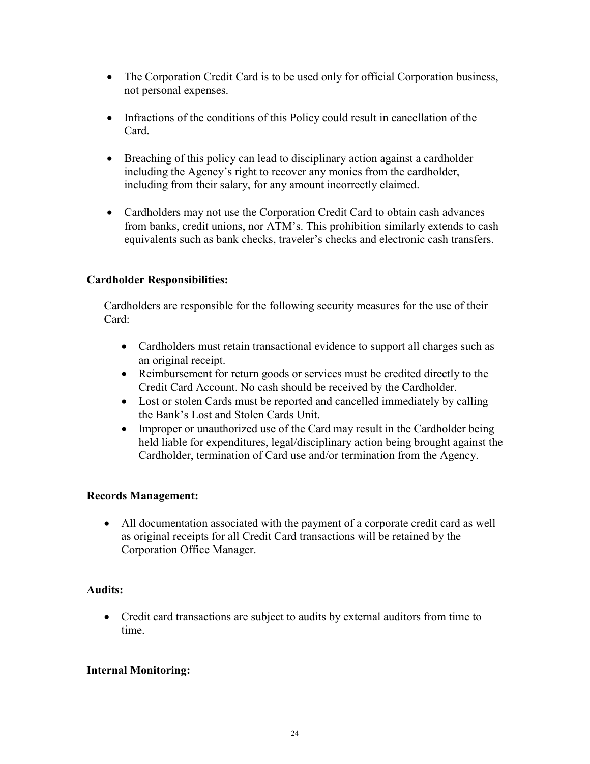- The Corporation Credit Card is to be used only for official Corporation business, not personal expenses.

- Infractions of the conditions of this Policy could result in cancellation of the Card.

- Breaching of this policy can lead to disciplinary action against a cardholder including the Agency's right to recover any monies from the cardholder, including from their salary, for any amount incorrectly claimed.

- Cardholders may not use the Corporation Credit Card to obtain cash advances from banks, credit unions, nor ATM's. This prohibition similarly extends to cash equivalents such as bank checks, traveler's checks and electronic cash transfers.

**Cardholder Responsibilities:**

Cardholders are responsible for the following security measures for the use of their Card:

- Cardholders must retain transactional evidence to support all charges such as an original receipt.
- Reimbursement for return goods or services must be credited directly to the Credit Card Account. No cash should be received by the Cardholder.
- Lost or stolen Cards must be reported and cancelled immediately by calling the Bank's Lost and Stolen Cards Unit.
- Improper or unauthorized use of the Card may result in the Cardholder being held liable for expenditures, legal/disciplinary action being brought against the Cardholder, termination of Card use and/or termination from the Agency.

**Records Management:**

- All documentation associated with the payment of a corporate credit card as well as original receipts for all Credit Card transactions will be retained by the Corporation Office Manager.

**Audits:**

- Credit card transactions are subject to audits by external auditors from time to time.

**Internal Monitoring:**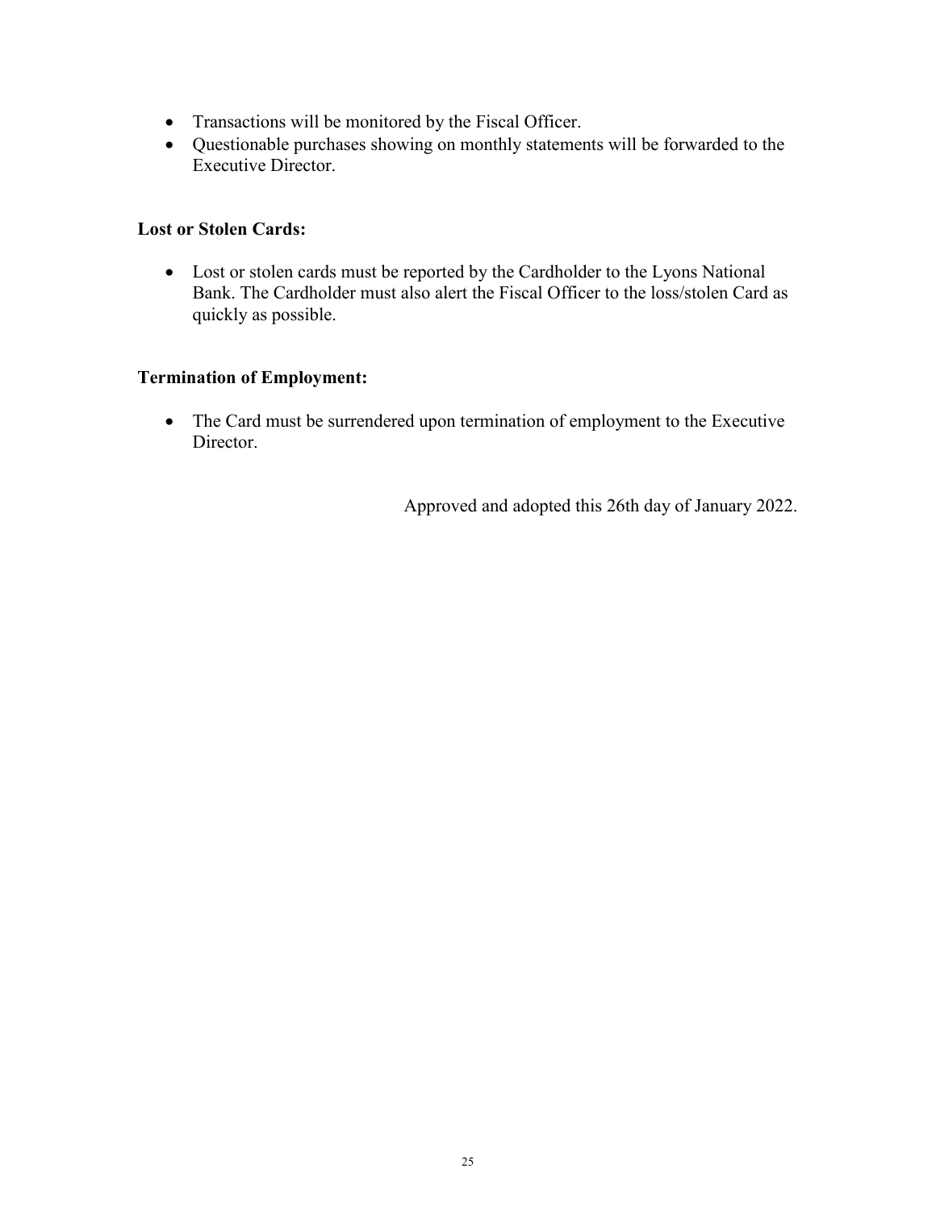- Transactions will be monitored by the Fiscal Officer.
- Questionable purchases showing on monthly statements will be forwarded to the Executive Director.

**Lost or Stolen Cards:**

- Lost or stolen cards must be reported by the Cardholder to the Lyons National Bank. The Cardholder must also alert the Fiscal Officer to the loss/stolen Card as quickly as possible.

**Termination of Employment:**

- The Card must be surrendered upon termination of employment to the Executive Director.

Approved and adopted this 26th day of January 2022.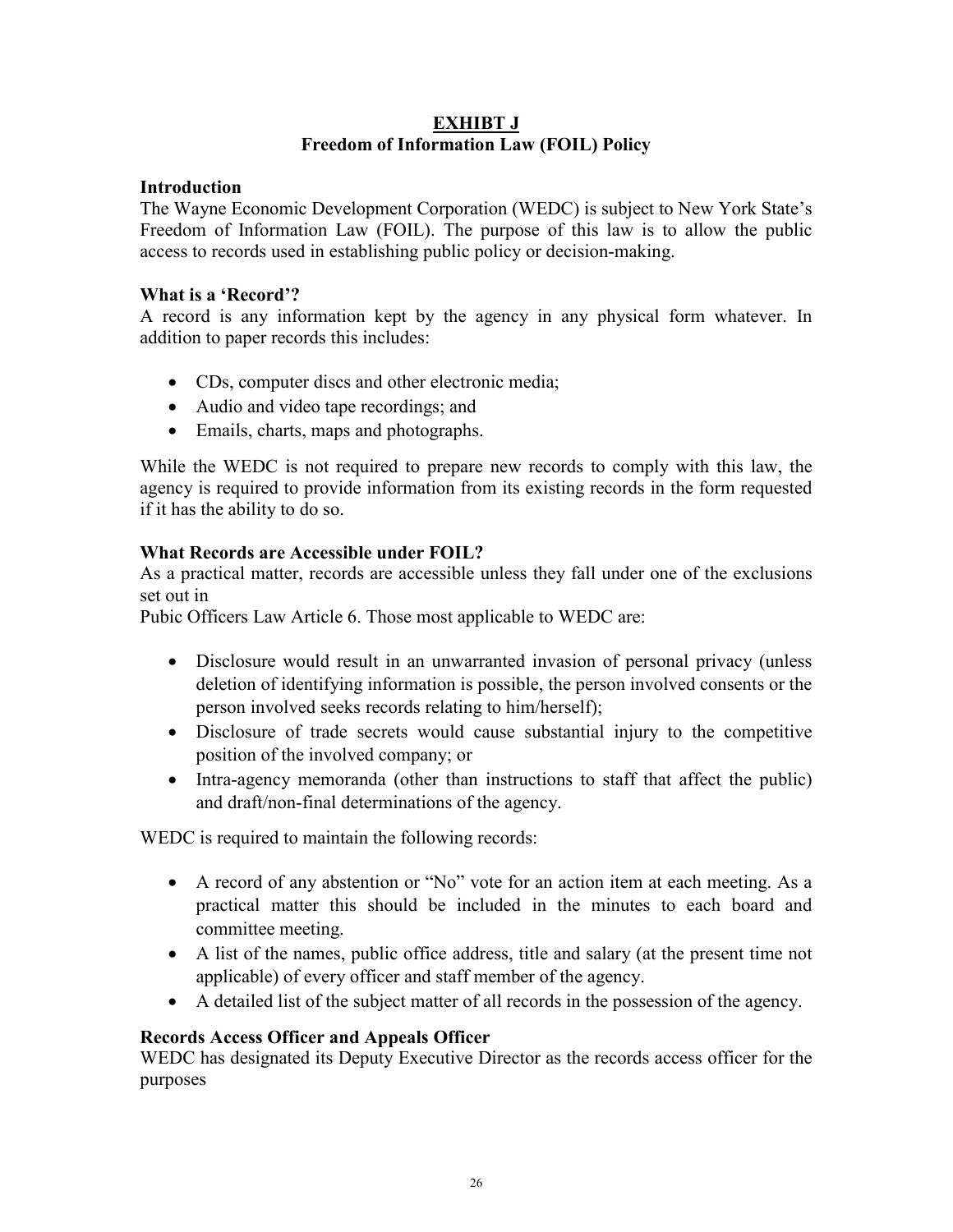**EXHIBT J**
**Freedom of Information Law (FOIL) Policy**

### Introduction

The Wayne Economic Development Corporation (WEDC) is subject to New York State's Freedom of Information Law (FOIL). The purpose of this law is to allow the public access to records used in establishing public policy or decision-making.

### What is a 'Record'?

A record is any information kept by the agency in any physical form whatever. In addition to paper records this includes:

- CDs, computer discs and other electronic media;
- Audio and video tape recordings; and
- Emails, charts, maps and photographs.

While the WEDC is not required to prepare new records to comply with this law, the agency is required to provide information from its existing records in the form requested if it has the ability to do so.

### What Records are Accessible under FOIL?

As a practical matter, records are accessible unless they fall under one of the exclusions set out in
Pubic Officers Law Article 6. Those most applicable to WEDC are:

- Disclosure would result in an unwarranted invasion of personal privacy (unless deletion of identifying information is possible, the person involved consents or the person involved seeks records relating to him/herself);
- Disclosure of trade secrets would cause substantial injury to the competitive position of the involved company; or
- Intra-agency memoranda (other than instructions to staff that affect the public) and draft/non-final determinations of the agency.

WEDC is required to maintain the following records:

- A record of any abstention or "No" vote for an action item at each meeting. As a practical matter this should be included in the minutes to each board and committee meeting.
- A list of the names, public office address, title and salary (at the present time not applicable) of every officer and staff member of the agency.
- A detailed list of the subject matter of all records in the possession of the agency.

### Records Access Officer and Appeals Officer

WEDC has designated its Deputy Executive Director as the records access officer for the purposes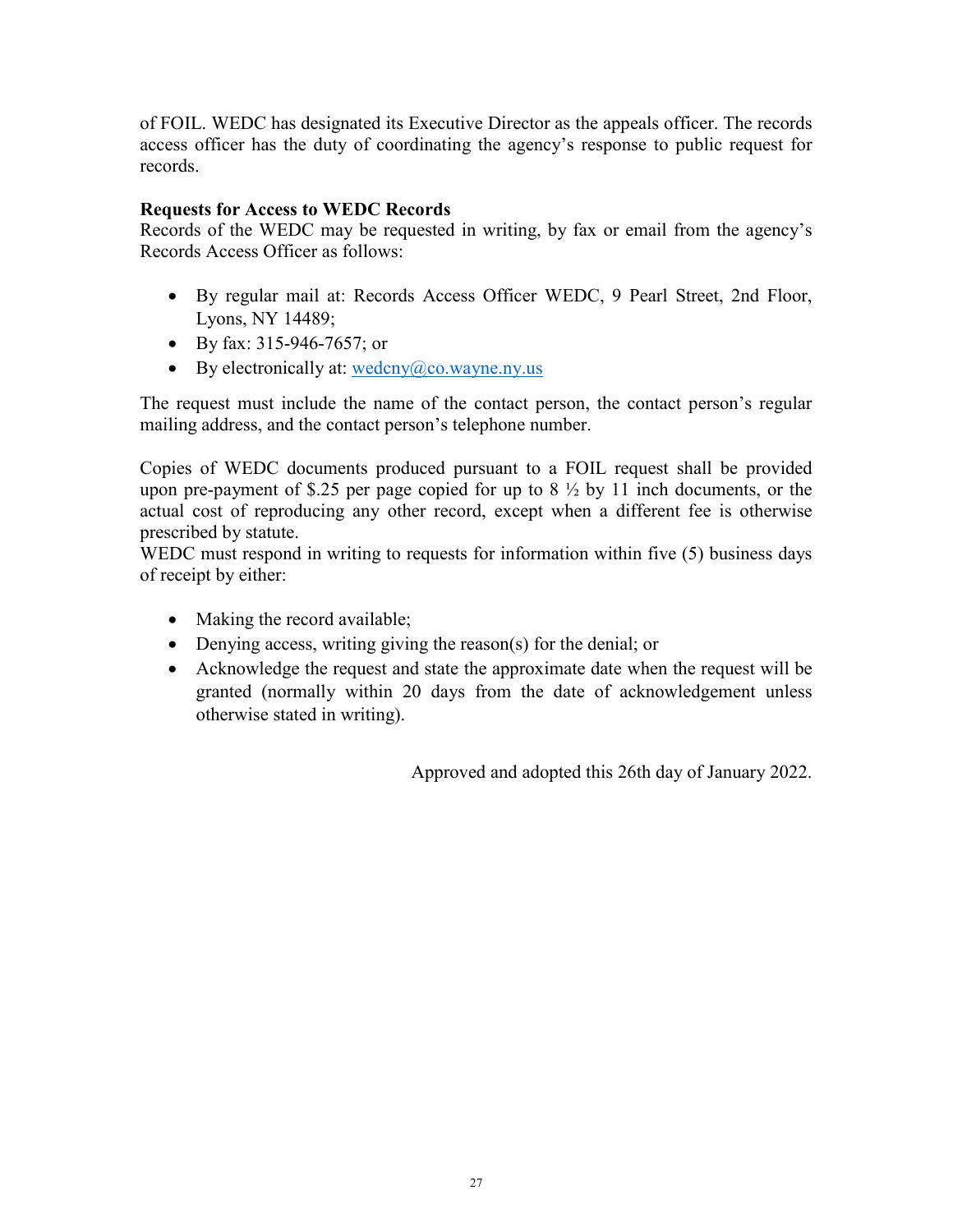of FOIL. WEDC has designated its Executive Director as the appeals officer. The records access officer has the duty of coordinating the agency's response to public request for records.

**Requests for Access to WEDC Records**
Records of the WEDC may be requested in writing, by fax or email from the agency's Records Access Officer as follows:

- By regular mail at: Records Access Officer WEDC, 9 Pearl Street, 2nd Floor, Lyons, NY 14489;
- By fax: 315-946-7657; or
- By electronically at: wedcny@co.wayne.ny.us

The request must include the name of the contact person, the contact person's regular mailing address, and the contact person's telephone number.

Copies of WEDC documents produced pursuant to a FOIL request shall be provided upon pre-payment of $.25 per page copied for up to 8 ½ by 11 inch documents, or the actual cost of reproducing any other record, except when a different fee is otherwise prescribed by statute.
WEDC must respond in writing to requests for information within five (5) business days of receipt by either:

- Making the record available;
- Denying access, writing giving the reason(s) for the denial; or
- Acknowledge the request and state the approximate date when the request will be granted (normally within 20 days from the date of acknowledgement unless otherwise stated in writing).

Approved and adopted this 26th day of January 2022.